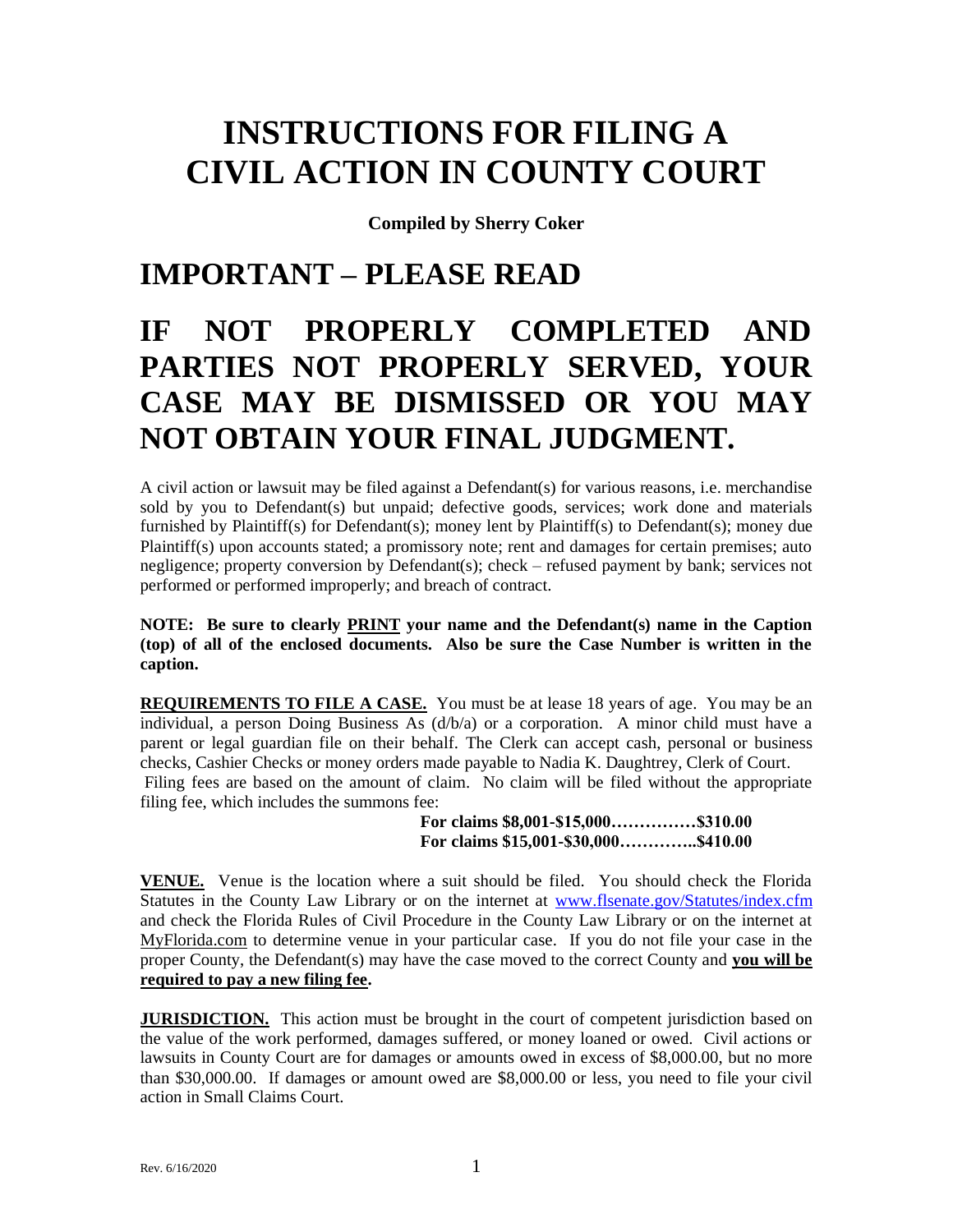# INSTRUCTIONS FOR FILING A CIVIL ACTION IN COUNTY COURT

**Compiled by Sherry Coker**

## IMPORTANT – PLEASE READ

## IF NOT PROPERLY COMPLETED AND PARTIES NOT PROPERLY SERVED, YOUR CASE MAY BE DISMISSED OR YOU MAY NOT OBTAIN YOUR FINAL JUDGMENT.

A civil action or lawsuit may be filed against a Defendant(s) for various reasons, i.e. merchandise sold by you to Defendant(s) but unpaid; defective goods, services; work done and materials furnished by Plaintiff(s) for Defendant(s); money lent by Plaintiff(s) to Defendant(s); money due Plaintiff(s) upon accounts stated; a promissory note; rent and damages for certain premises; auto negligence; property conversion by Defendant(s); check – refused payment by bank; services not performed or performed improperly; and breach of contract.

**NOTE: Be sure to clearly PRINT your name and the Defendant(s) name in the Caption (top) of all of the enclosed documents. Also be sure the Case Number is written in the caption.**

**REQUIREMENTS TO FILE A CASE.** You must be at lease 18 years of age. You may be an individual, a person Doing Business As (d/b/a) or a corporation. A minor child must have a parent or legal guardian file on their behalf. The Clerk can accept cash, personal or business checks, Cashier Checks or money orders made payable to Nadia K. Daughtrey, Clerk of Court.
Filing fees are based on the amount of claim. No claim will be filed without the appropriate filing fee, which includes the summons fee:

**For claims $8,001-$15,000……………$310.00**
**For claims $15,001-$30,000…………..$410.00**

**VENUE.** Venue is the location where a suit should be filed. You should check the Florida Statutes in the County Law Library or on the internet at www.flsenate.gov/Statutes/index.cfm and check the Florida Rules of Civil Procedure in the County Law Library or on the internet at MyFlorida.com to determine venue in your particular case. If you do not file your case in the proper County, the Defendant(s) may have the case moved to the correct County and **you will be required to pay a new filing fee.**

**JURISDICTION.** This action must be brought in the court of competent jurisdiction based on the value of the work performed, damages suffered, or money loaned or owed. Civil actions or lawsuits in County Court are for damages or amounts owed in excess of $8,000.00, but no more than $30,000.00. If damages or amount owed are $8,000.00 or less, you need to file your civil action in Small Claims Court.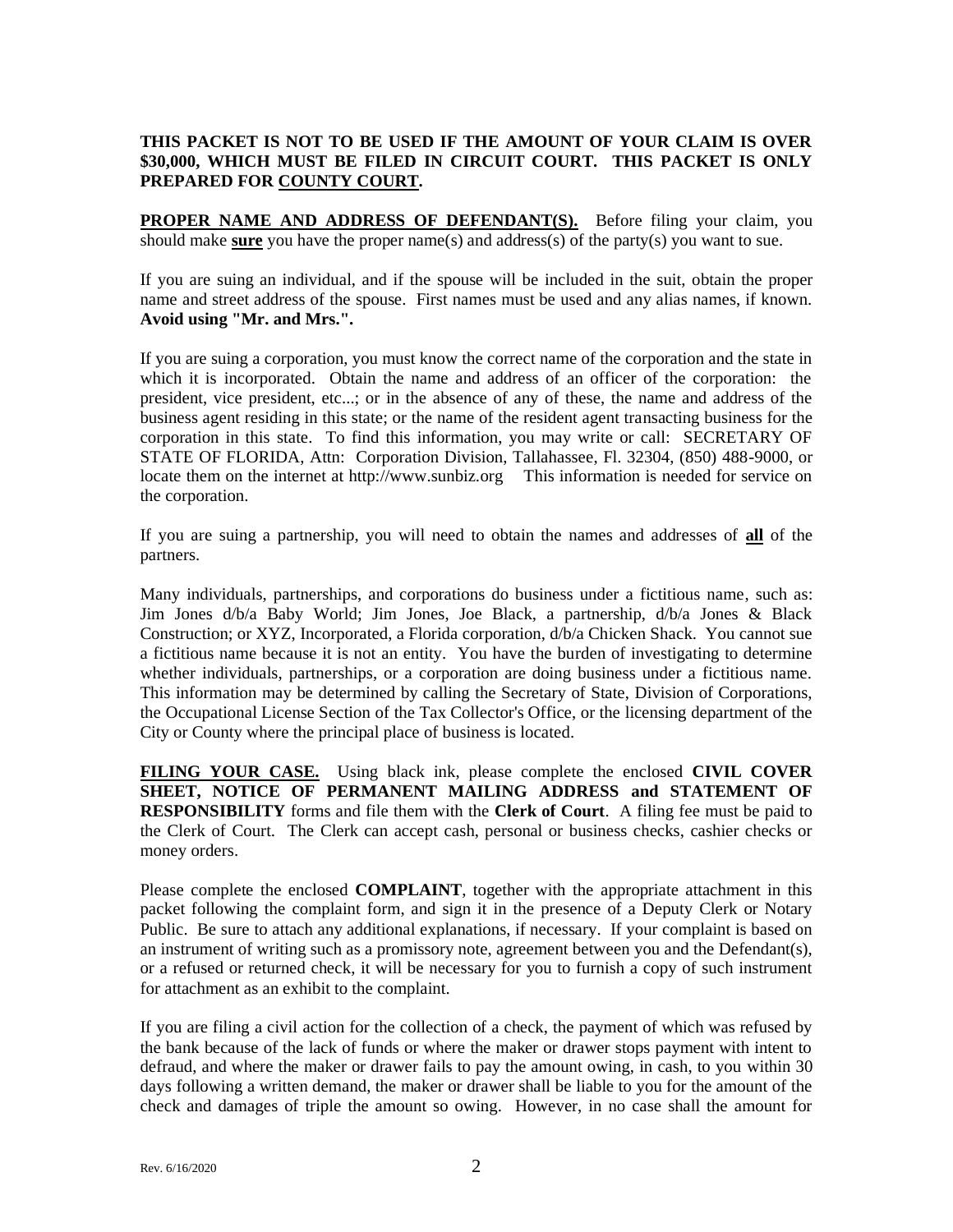**THIS PACKET IS NOT TO BE USED IF THE AMOUNT OF YOUR CLAIM IS OVER $30,000, WHICH MUST BE FILED IN CIRCUIT COURT. THIS PACKET IS ONLY PREPARED FOR COUNTY COURT.**

**PROPER NAME AND ADDRESS OF DEFENDANT(S).** Before filing your claim, you should make **sure** you have the proper name(s) and address(s) of the party(s) you want to sue.

If you are suing an individual, and if the spouse will be included in the suit, obtain the proper name and street address of the spouse. First names must be used and any alias names, if known. **Avoid using "Mr. and Mrs.".**

If you are suing a corporation, you must know the correct name of the corporation and the state in which it is incorporated. Obtain the name and address of an officer of the corporation: the president, vice president, etc...; or in the absence of any of these, the name and address of the business agent residing in this state; or the name of the resident agent transacting business for the corporation in this state. To find this information, you may write or call: SECRETARY OF STATE OF FLORIDA, Attn: Corporation Division, Tallahassee, Fl. 32304, (850) 488-9000, or locate them on the internet at http://www.sunbiz.org This information is needed for service on the corporation.

If you are suing a partnership, you will need to obtain the names and addresses of **all** of the partners.

Many individuals, partnerships, and corporations do business under a fictitious name, such as: Jim Jones d/b/a Baby World; Jim Jones, Joe Black, a partnership, d/b/a Jones & Black Construction; or XYZ, Incorporated, a Florida corporation, d/b/a Chicken Shack. You cannot sue a fictitious name because it is not an entity. You have the burden of investigating to determine whether individuals, partnerships, or a corporation are doing business under a fictitious name. This information may be determined by calling the Secretary of State, Division of Corporations, the Occupational License Section of the Tax Collector's Office, or the licensing department of the City or County where the principal place of business is located.

**FILING YOUR CASE.** Using black ink, please complete the enclosed **CIVIL COVER SHEET, NOTICE OF PERMANENT MAILING ADDRESS and STATEMENT OF RESPONSIBILITY** forms and file them with the **Clerk of Court**. A filing fee must be paid to the Clerk of Court. The Clerk can accept cash, personal or business checks, cashier checks or money orders.

Please complete the enclosed **COMPLAINT**, together with the appropriate attachment in this packet following the complaint form, and sign it in the presence of a Deputy Clerk or Notary Public. Be sure to attach any additional explanations, if necessary. If your complaint is based on an instrument of writing such as a promissory note, agreement between you and the Defendant(s), or a refused or returned check, it will be necessary for you to furnish a copy of such instrument for attachment as an exhibit to the complaint.

If you are filing a civil action for the collection of a check, the payment of which was refused by the bank because of the lack of funds or where the maker or drawer stops payment with intent to defraud, and where the maker or drawer fails to pay the amount owing, in cash, to you within 30 days following a written demand, the maker or drawer shall be liable to you for the amount of the check and damages of triple the amount so owing. However, in no case shall the amount for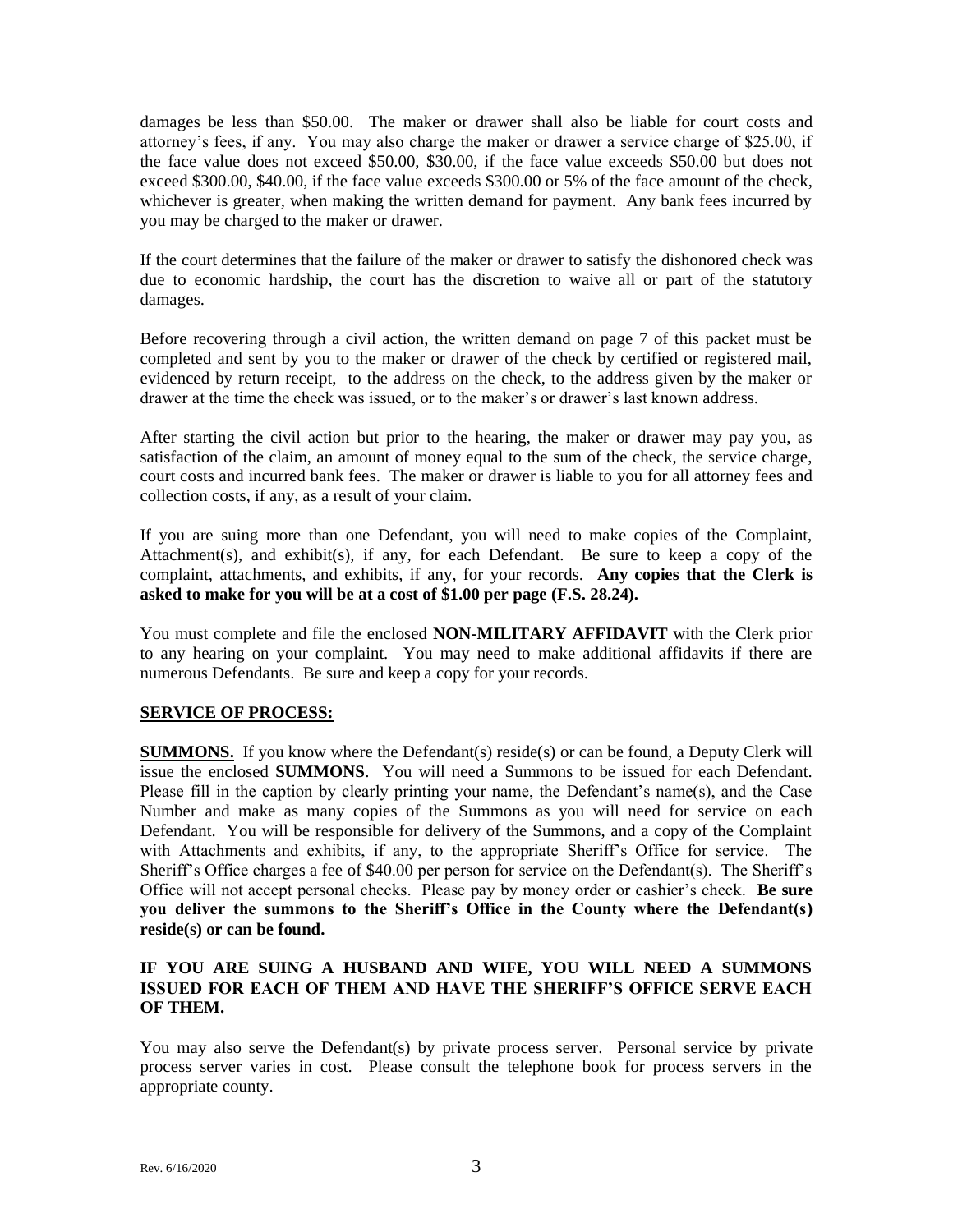damages be less than $50.00. The maker or drawer shall also be liable for court costs and attorney's fees, if any. You may also charge the maker or drawer a service charge of $25.00, if the face value does not exceed $50.00, $30.00, if the face value exceeds $50.00 but does not exceed $300.00, $40.00, if the face value exceeds $300.00 or 5% of the face amount of the check, whichever is greater, when making the written demand for payment. Any bank fees incurred by you may be charged to the maker or drawer.

If the court determines that the failure of the maker or drawer to satisfy the dishonored check was due to economic hardship, the court has the discretion to waive all or part of the statutory damages.

Before recovering through a civil action, the written demand on page 7 of this packet must be completed and sent by you to the maker or drawer of the check by certified or registered mail, evidenced by return receipt, to the address on the check, to the address given by the maker or drawer at the time the check was issued, or to the maker's or drawer's last known address.

After starting the civil action but prior to the hearing, the maker or drawer may pay you, as satisfaction of the claim, an amount of money equal to the sum of the check, the service charge, court costs and incurred bank fees. The maker or drawer is liable to you for all attorney fees and collection costs, if any, as a result of your claim.

If you are suing more than one Defendant, you will need to make copies of the Complaint, Attachment(s), and exhibit(s), if any, for each Defendant. Be sure to keep a copy of the complaint, attachments, and exhibits, if any, for your records. **Any copies that the Clerk is asked to make for you will be at a cost of $1.00 per page (F.S. 28.24).**

You must complete and file the enclosed **NON-MILITARY AFFIDAVIT** with the Clerk prior to any hearing on your complaint. You may need to make additional affidavits if there are numerous Defendants. Be sure and keep a copy for your records.

**SERVICE OF PROCESS:**

**SUMMONS.** If you know where the Defendant(s) reside(s) or can be found, a Deputy Clerk will issue the enclosed **SUMMONS**. You will need a Summons to be issued for each Defendant. Please fill in the caption by clearly printing your name, the Defendant's name(s), and the Case Number and make as many copies of the Summons as you will need for service on each Defendant. You will be responsible for delivery of the Summons, and a copy of the Complaint with Attachments and exhibits, if any, to the appropriate Sheriff's Office for service. The Sheriff's Office charges a fee of $40.00 per person for service on the Defendant(s). The Sheriff's Office will not accept personal checks. Please pay by money order or cashier's check. **Be sure you deliver the summons to the Sheriff's Office in the County where the Defendant(s) reside(s) or can be found.**

**IF YOU ARE SUING A HUSBAND AND WIFE, YOU WILL NEED A SUMMONS ISSUED FOR EACH OF THEM AND HAVE THE SHERIFF'S OFFICE SERVE EACH OF THEM.**

You may also serve the Defendant(s) by private process server. Personal service by private process server varies in cost. Please consult the telephone book for process servers in the appropriate county.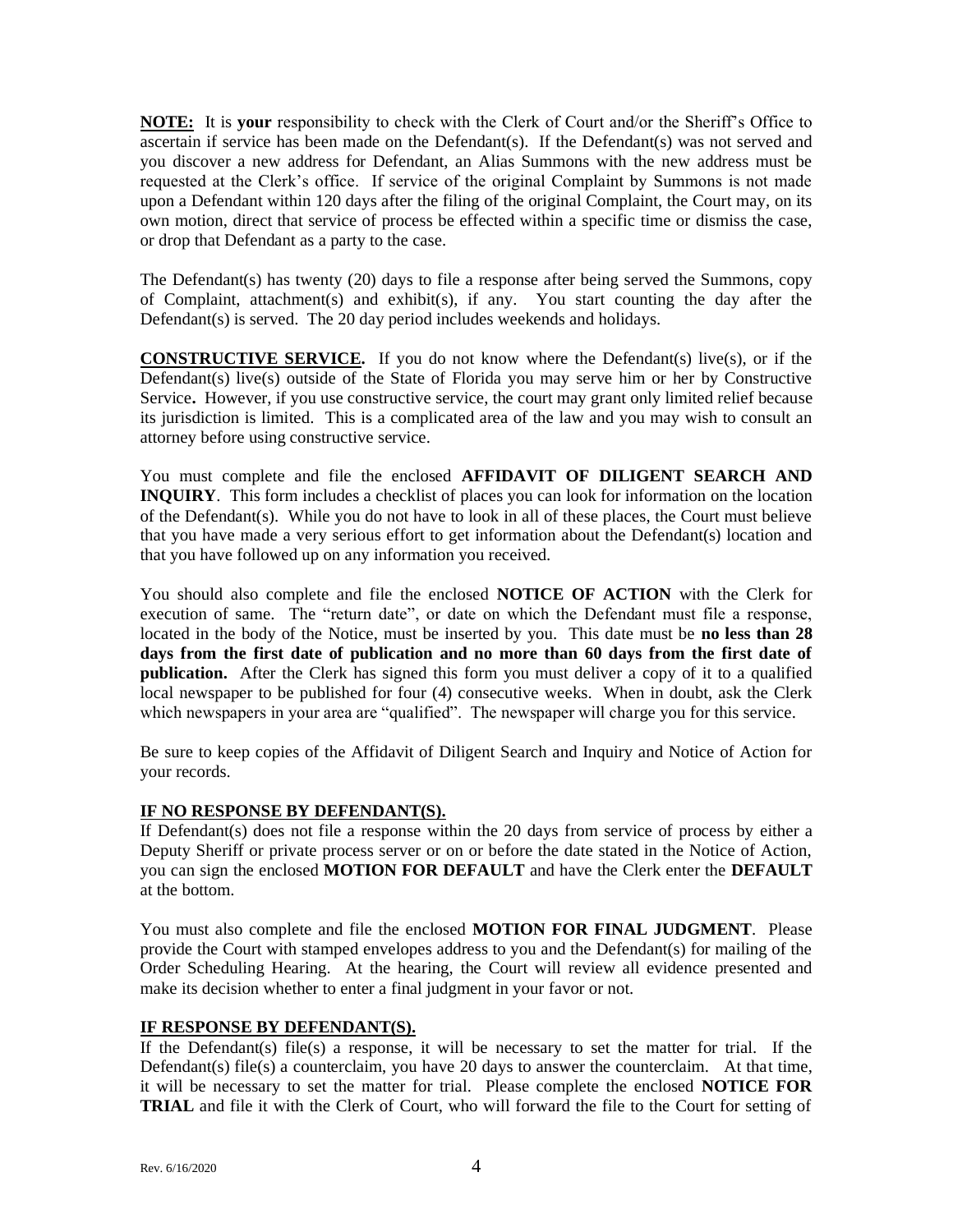**NOTE:** It is **your** responsibility to check with the Clerk of Court and/or the Sheriff's Office to ascertain if service has been made on the Defendant(s). If the Defendant(s) was not served and you discover a new address for Defendant, an Alias Summons with the new address must be requested at the Clerk's office. If service of the original Complaint by Summons is not made upon a Defendant within 120 days after the filing of the original Complaint, the Court may, on its own motion, direct that service of process be effected within a specific time or dismiss the case, or drop that Defendant as a party to the case.

The Defendant(s) has twenty (20) days to file a response after being served the Summons, copy of Complaint, attachment(s) and exhibit(s), if any. You start counting the day after the Defendant(s) is served. The 20 day period includes weekends and holidays.

**CONSTRUCTIVE SERVICE.** If you do not know where the Defendant(s) live(s), or if the Defendant(s) live(s) outside of the State of Florida you may serve him or her by Constructive Service**.** However, if you use constructive service, the court may grant only limited relief because its jurisdiction is limited. This is a complicated area of the law and you may wish to consult an attorney before using constructive service.

You must complete and file the enclosed **AFFIDAVIT OF DILIGENT SEARCH AND INQUIRY**. This form includes a checklist of places you can look for information on the location of the Defendant(s). While you do not have to look in all of these places, the Court must believe that you have made a very serious effort to get information about the Defendant(s) location and that you have followed up on any information you received.

You should also complete and file the enclosed **NOTICE OF ACTION** with the Clerk for execution of same. The "return date", or date on which the Defendant must file a response, located in the body of the Notice, must be inserted by you. This date must be **no less than 28 days from the first date of publication and no more than 60 days from the first date of publication.** After the Clerk has signed this form you must deliver a copy of it to a qualified local newspaper to be published for four (4) consecutive weeks. When in doubt, ask the Clerk which newspapers in your area are "qualified". The newspaper will charge you for this service.

Be sure to keep copies of the Affidavit of Diligent Search and Inquiry and Notice of Action for your records.

**IF NO RESPONSE BY DEFENDANT(S).**

If Defendant(s) does not file a response within the 20 days from service of process by either a Deputy Sheriff or private process server or on or before the date stated in the Notice of Action, you can sign the enclosed **MOTION FOR DEFAULT** and have the Clerk enter the **DEFAULT** at the bottom.

You must also complete and file the enclosed **MOTION FOR FINAL JUDGMENT**. Please provide the Court with stamped envelopes address to you and the Defendant(s) for mailing of the Order Scheduling Hearing. At the hearing, the Court will review all evidence presented and make its decision whether to enter a final judgment in your favor or not.

**IF RESPONSE BY DEFENDANT(S).**

If the Defendant(s) file(s) a response, it will be necessary to set the matter for trial. If the Defendant(s) file(s) a counterclaim, you have 20 days to answer the counterclaim. At that time, it will be necessary to set the matter for trial. Please complete the enclosed **NOTICE FOR TRIAL** and file it with the Clerk of Court, who will forward the file to the Court for setting of

Rev. 6/16/2020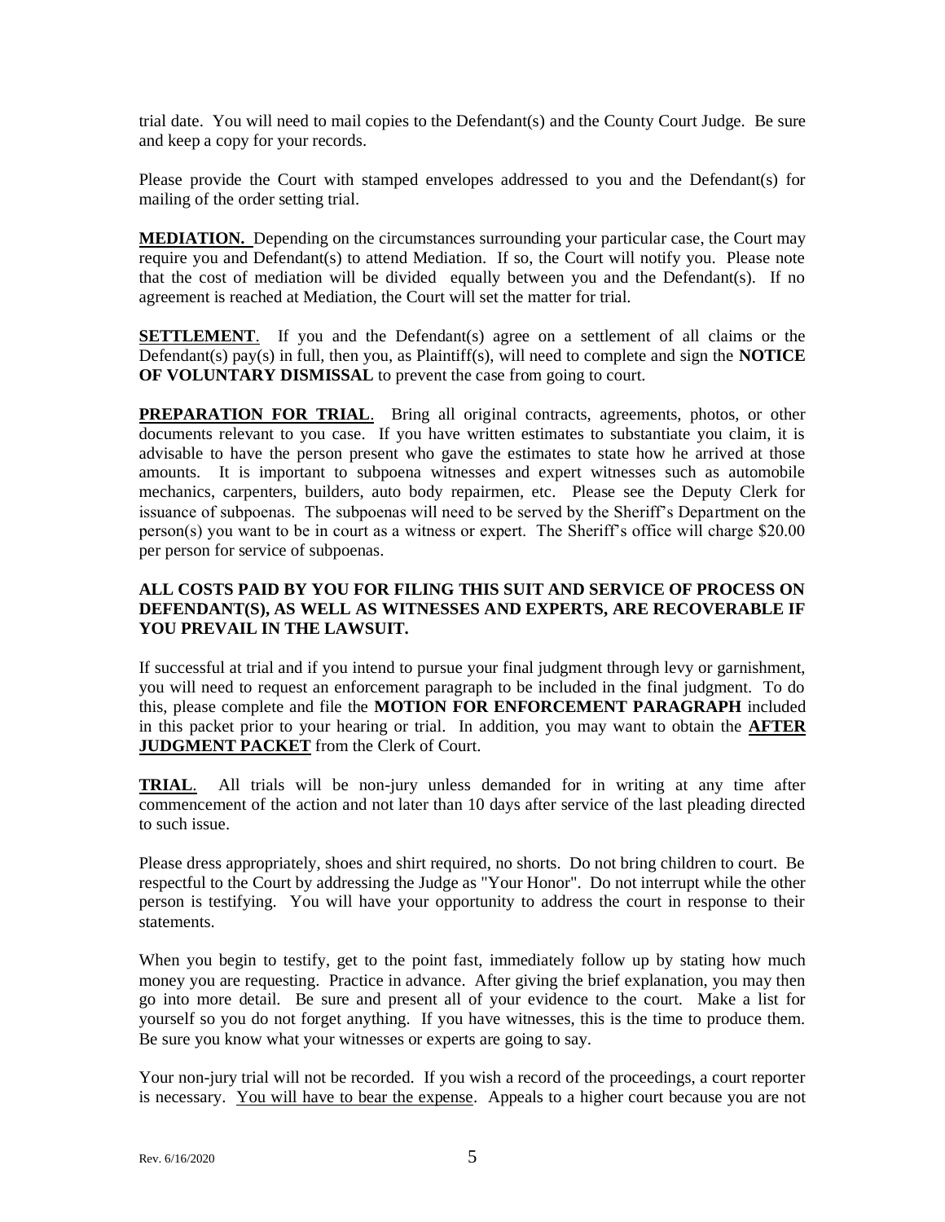trial date. You will need to mail copies to the Defendant(s) and the County Court Judge. Be sure and keep a copy for your records.

Please provide the Court with stamped envelopes addressed to you and the Defendant(s) for mailing of the order setting trial.

**MEDIATION.** Depending on the circumstances surrounding your particular case, the Court may require you and Defendant(s) to attend Mediation. If so, the Court will notify you. Please note that the cost of mediation will be divided equally between you and the Defendant(s). If no agreement is reached at Mediation, the Court will set the matter for trial.

**SETTLEMENT**. If you and the Defendant(s) agree on a settlement of all claims or the Defendant(s) pay(s) in full, then you, as Plaintiff(s), will need to complete and sign the **NOTICE OF VOLUNTARY DISMISSAL** to prevent the case from going to court.

**PREPARATION FOR TRIAL**. Bring all original contracts, agreements, photos, or other documents relevant to you case. If you have written estimates to substantiate you claim, it is advisable to have the person present who gave the estimates to state how he arrived at those amounts. It is important to subpoena witnesses and expert witnesses such as automobile mechanics, carpenters, builders, auto body repairmen, etc. Please see the Deputy Clerk for issuance of subpoenas. The subpoenas will need to be served by the Sheriff's Department on the person(s) you want to be in court as a witness or expert. The Sheriff's office will charge $20.00 per person for service of subpoenas.

**ALL COSTS PAID BY YOU FOR FILING THIS SUIT AND SERVICE OF PROCESS ON DEFENDANT(S), AS WELL AS WITNESSES AND EXPERTS, ARE RECOVERABLE IF YOU PREVAIL IN THE LAWSUIT.**

If successful at trial and if you intend to pursue your final judgment through levy or garnishment, you will need to request an enforcement paragraph to be included in the final judgment. To do this, please complete and file the **MOTION FOR ENFORCEMENT PARAGRAPH** included in this packet prior to your hearing or trial. In addition, you may want to obtain the **AFTER JUDGMENT PACKET** from the Clerk of Court.

**TRIAL**. All trials will be non-jury unless demanded for in writing at any time after commencement of the action and not later than 10 days after service of the last pleading directed to such issue.

Please dress appropriately, shoes and shirt required, no shorts. Do not bring children to court. Be respectful to the Court by addressing the Judge as "Your Honor". Do not interrupt while the other person is testifying. You will have your opportunity to address the court in response to their statements.

When you begin to testify, get to the point fast, immediately follow up by stating how much money you are requesting. Practice in advance. After giving the brief explanation, you may then go into more detail. Be sure and present all of your evidence to the court. Make a list for yourself so you do not forget anything. If you have witnesses, this is the time to produce them. Be sure you know what your witnesses or experts are going to say.

Your non-jury trial will not be recorded. If you wish a record of the proceedings, a court reporter is necessary. You will have to bear the expense. Appeals to a higher court because you are not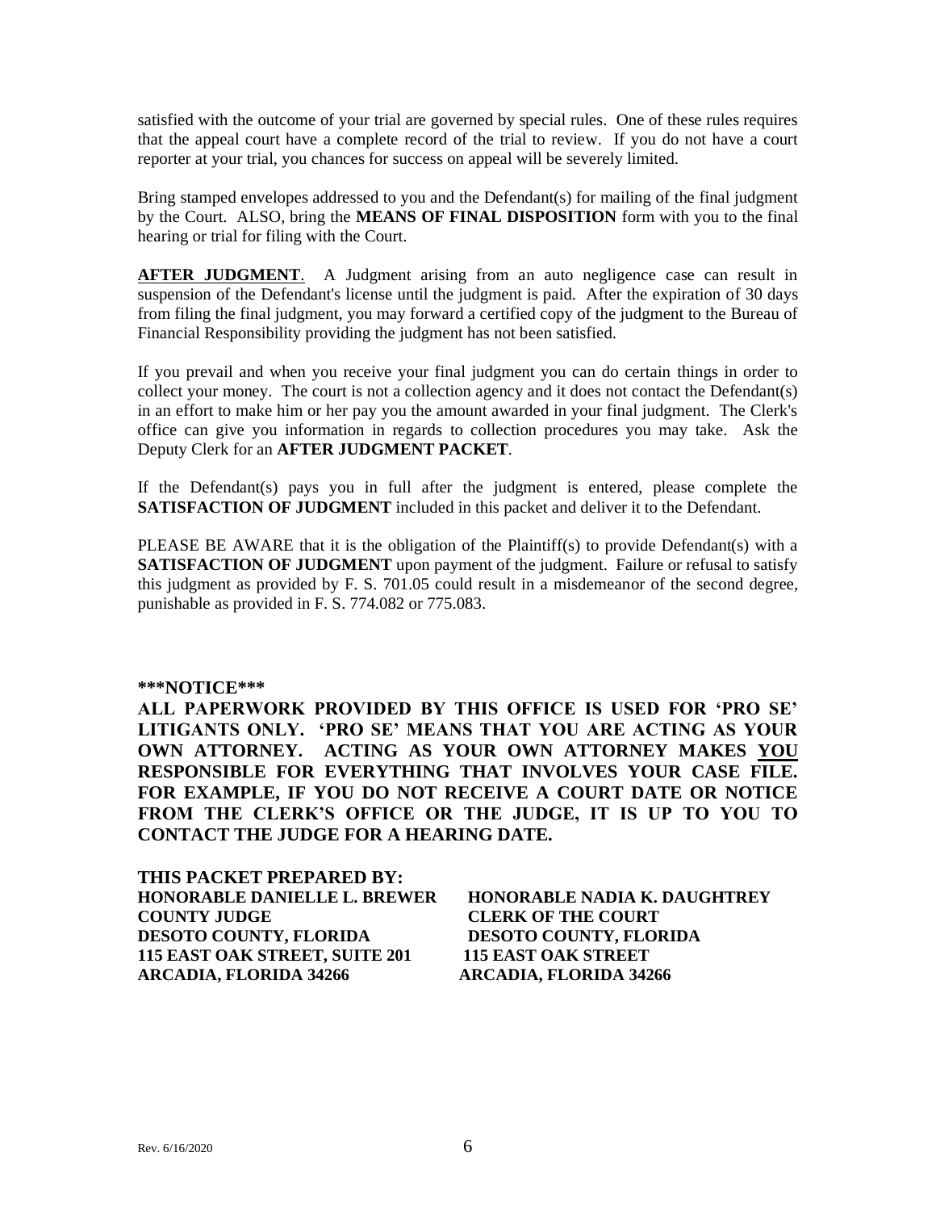satisfied with the outcome of your trial are governed by special rules. One of these rules requires that the appeal court have a complete record of the trial to review. If you do not have a court reporter at your trial, you chances for success on appeal will be severely limited.

Bring stamped envelopes addressed to you and the Defendant(s) for mailing of the final judgment by the Court. ALSO, bring the **MEANS OF FINAL DISPOSITION** form with you to the final hearing or trial for filing with the Court.

**AFTER JUDGMENT**. A Judgment arising from an auto negligence case can result in suspension of the Defendant's license until the judgment is paid. After the expiration of 30 days from filing the final judgment, you may forward a certified copy of the judgment to the Bureau of Financial Responsibility providing the judgment has not been satisfied.

If you prevail and when you receive your final judgment you can do certain things in order to collect your money. The court is not a collection agency and it does not contact the Defendant(s) in an effort to make him or her pay you the amount awarded in your final judgment. The Clerk's office can give you information in regards to collection procedures you may take. Ask the Deputy Clerk for an **AFTER JUDGMENT PACKET**.

If the Defendant(s) pays you in full after the judgment is entered, please complete the **SATISFACTION OF JUDGMENT** included in this packet and deliver it to the Defendant.

PLEASE BE AWARE that it is the obligation of the Plaintiff(s) to provide Defendant(s) with a **SATISFACTION OF JUDGMENT** upon payment of the judgment. Failure or refusal to satisfy this judgment as provided by F. S. 701.05 could result in a misdemeanor of the second degree, punishable as provided in F. S. 774.082 or 775.083.

**\*\*\*NOTICE\*\*\***

**ALL PAPERWORK PROVIDED BY THIS OFFICE IS USED FOR 'PRO SE' LITIGANTS ONLY. 'PRO SE' MEANS THAT YOU ARE ACTING AS YOUR OWN ATTORNEY. ACTING AS YOUR OWN ATTORNEY MAKES YOU RESPONSIBLE FOR EVERYTHING THAT INVOLVES YOUR CASE FILE. FOR EXAMPLE, IF YOU DO NOT RECEIVE A COURT DATE OR NOTICE FROM THE CLERK'S OFFICE OR THE JUDGE, IT IS UP TO YOU TO CONTACT THE JUDGE FOR A HEARING DATE.**

**THIS PACKET PREPARED BY:**

**HONORABLE DANIELLE L. BREWER**
**COUNTY JUDGE**
**DESOTO COUNTY, FLORIDA**
**115 EAST OAK STREET, SUITE 201**
**ARCADIA, FLORIDA 34266**

**HONORABLE NADIA K. DAUGHTREY**
**CLERK OF THE COURT**
**DESOTO COUNTY, FLORIDA**
**115 EAST OAK STREET**
**ARCADIA, FLORIDA 34266**

Rev. 6/16/2020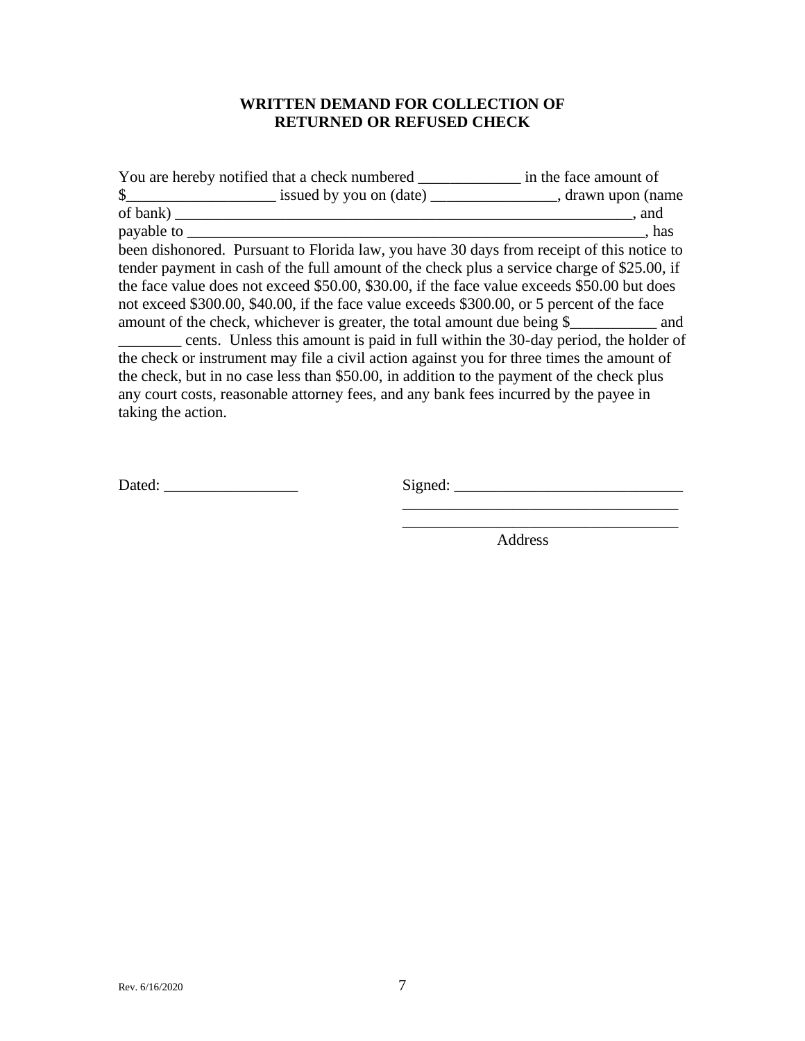**WRITTEN DEMAND FOR COLLECTION OF RETURNED OR REFUSED CHECK**

You are hereby notified that a check numbered _____________ in the face amount of $__________________ issued by you on (date) ________________, drawn upon (name of bank) ___________________________________________________________, and payable to ____________________________________________________________, has been dishonored. Pursuant to Florida law, you have 30 days from receipt of this notice to tender payment in cash of the full amount of the check plus a service charge of $25.00, if the face value does not exceed $50.00, $30.00, if the face value exceeds $50.00 but does not exceed $300.00, $40.00, if the face value exceeds $300.00, or 5 percent of the face amount of the check, whichever is greater, the total amount due being $___________ and ________ cents. Unless this amount is paid in full within the 30-day period, the holder of the check or instrument may file a civil action against you for three times the amount of the check, but in no case less than $50.00, in addition to the payment of the check plus any court costs, reasonable attorney fees, and any bank fees incurred by the payee in taking the action.

Dated: _________________

Signed: _____________________________

___________________________________

___________________________________

Address

Rev. 6/16/2020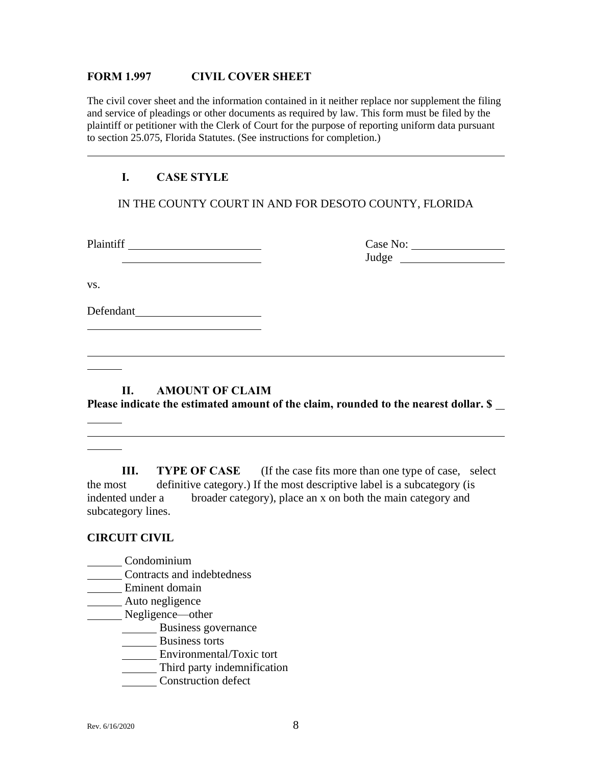## FORM 1.997 CIVIL COVER SHEET

The civil cover sheet and the information contained in it neither replace nor supplement the filing and service of pleadings or other documents as required by law. This form must be filed by the plaintiff or petitioner with the Clerk of Court for the purpose of reporting uniform data pursuant to section 25.075, Florida Statutes. (See instructions for completion.)

---

### I. CASE STYLE

IN THE COUNTY COURT IN AND FOR DESOTO COUNTY, FLORIDA

Plaintiff ______________________ Case No: ________________
______________________ Judge __________________

vs.

Defendant______________________
______________________________

---

______

### II. AMOUNT OF CLAIM

**Please indicate the estimated amount of the claim, rounded to the nearest dollar. $ __**

______

---

______

### III. TYPE OF CASE

(If the case fits more than one type of case, select the most definitive category.) If the most descriptive label is a subcategory (is indented under a broader category), place an x on both the main category and subcategory lines.

**CIRCUIT CIVIL**

______ Condominium
______ Contracts and indebtedness
______ Eminent domain
______ Auto negligence
______ Negligence—other
    ______ Business governance
    ______ Business torts
    ______ Environmental/Toxic tort
    ______ Third party indemnification
    ______ Construction defect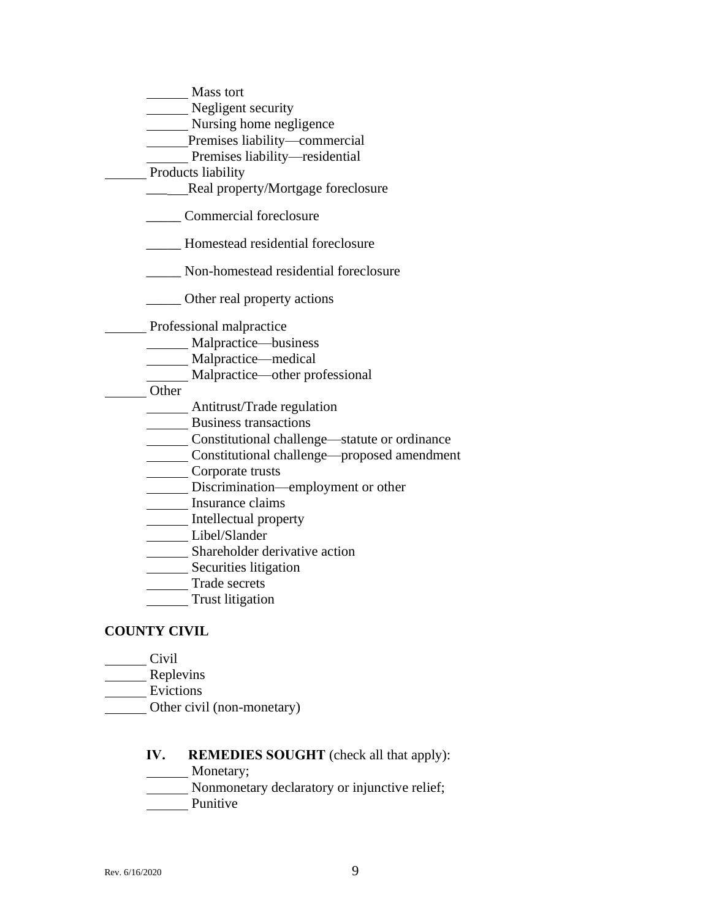______ Mass tort
______ Negligent security
______ Nursing home negligence
______ Premises liability—commercial
______ Premises liability—residential

______ Products liability

______ Real property/Mortgage foreclosure

_____ Commercial foreclosure

_____ Homestead residential foreclosure

_____ Non-homestead residential foreclosure

_____ Other real property actions

______ Professional malpractice

______ Malpractice—business
______ Malpractice—medical
______ Malpractice—other professional

______ Other

______ Antitrust/Trade regulation
______ Business transactions
______ Constitutional challenge—statute or ordinance
______ Constitutional challenge—proposed amendment
______ Corporate trusts
______ Discrimination—employment or other
______ Insurance claims
______ Intellectual property
______ Libel/Slander
______ Shareholder derivative action
______ Securities litigation
______ Trade secrets
______ Trust litigation

**COUNTY CIVIL**

______ Civil
______ Replevins
______ Evictions
______ Other civil (non-monetary)

**IV. REMEDIES SOUGHT** (check all that apply):

______ Monetary;
______ Nonmonetary declaratory or injunctive relief;
______ Punitive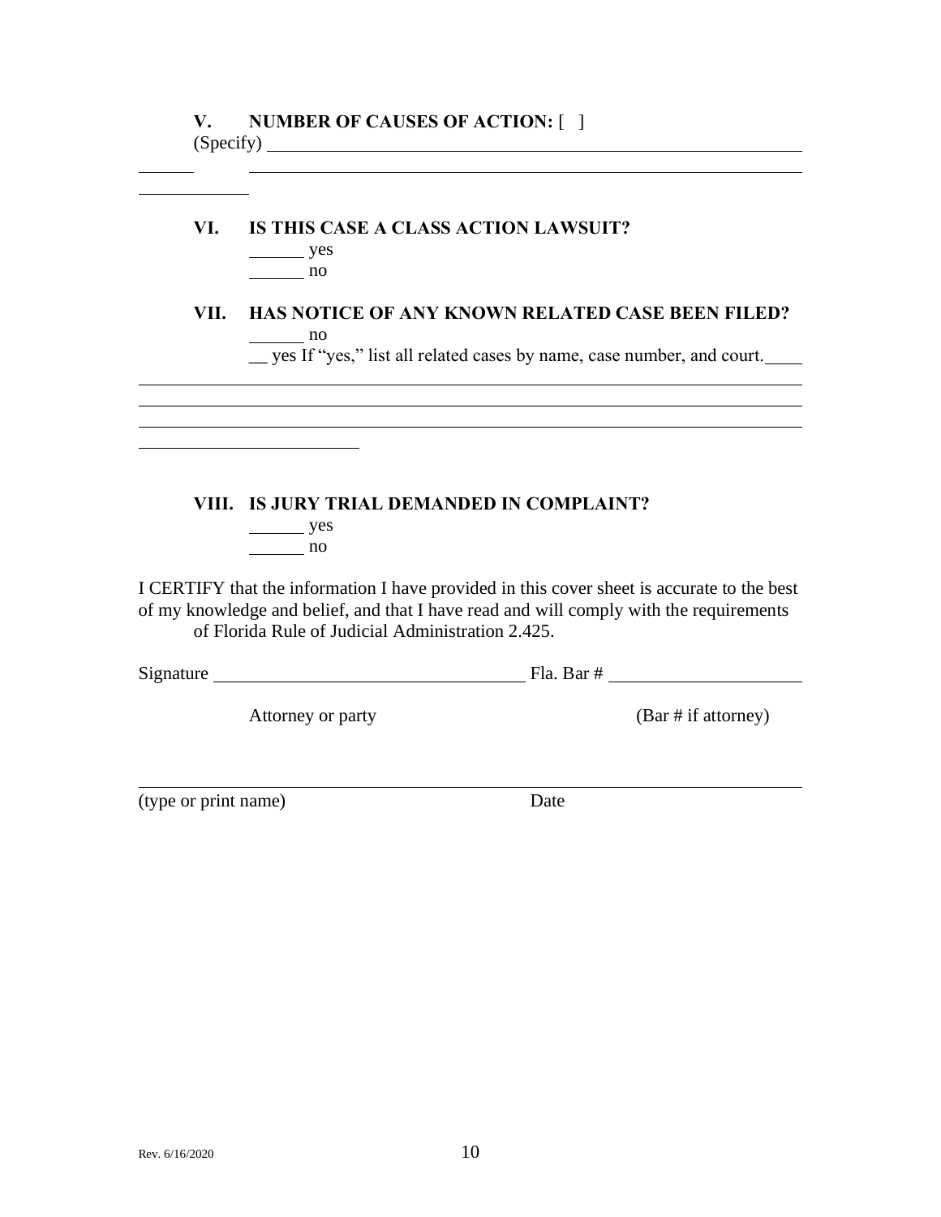## V. NUMBER OF CAUSES OF ACTION: [ ]

(Specify) ____________________________________________

______ ____________________________________________

__________

## VI. IS THIS CASE A CLASS ACTION LAWSUIT?

______ yes

______ no

## VII. HAS NOTICE OF ANY KNOWN RELATED CASE BEEN FILED?

______ no

__ yes If "yes," list all related cases by name, case number, and court. ____

____________________________________________________________

____________________________________________________________

____________________________________________________________

______________________

## VIII. IS JURY TRIAL DEMANDED IN COMPLAINT?

______ yes

______ no

I CERTIFY that the information I have provided in this cover sheet is accurate to the best of my knowledge and belief, and that I have read and will comply with the requirements of Florida Rule of Judicial Administration 2.425.

Signature ______________________________ Fla. Bar # ____________________

Attorney or party (Bar # if attorney)

____________________________________________________________

(type or print name) Date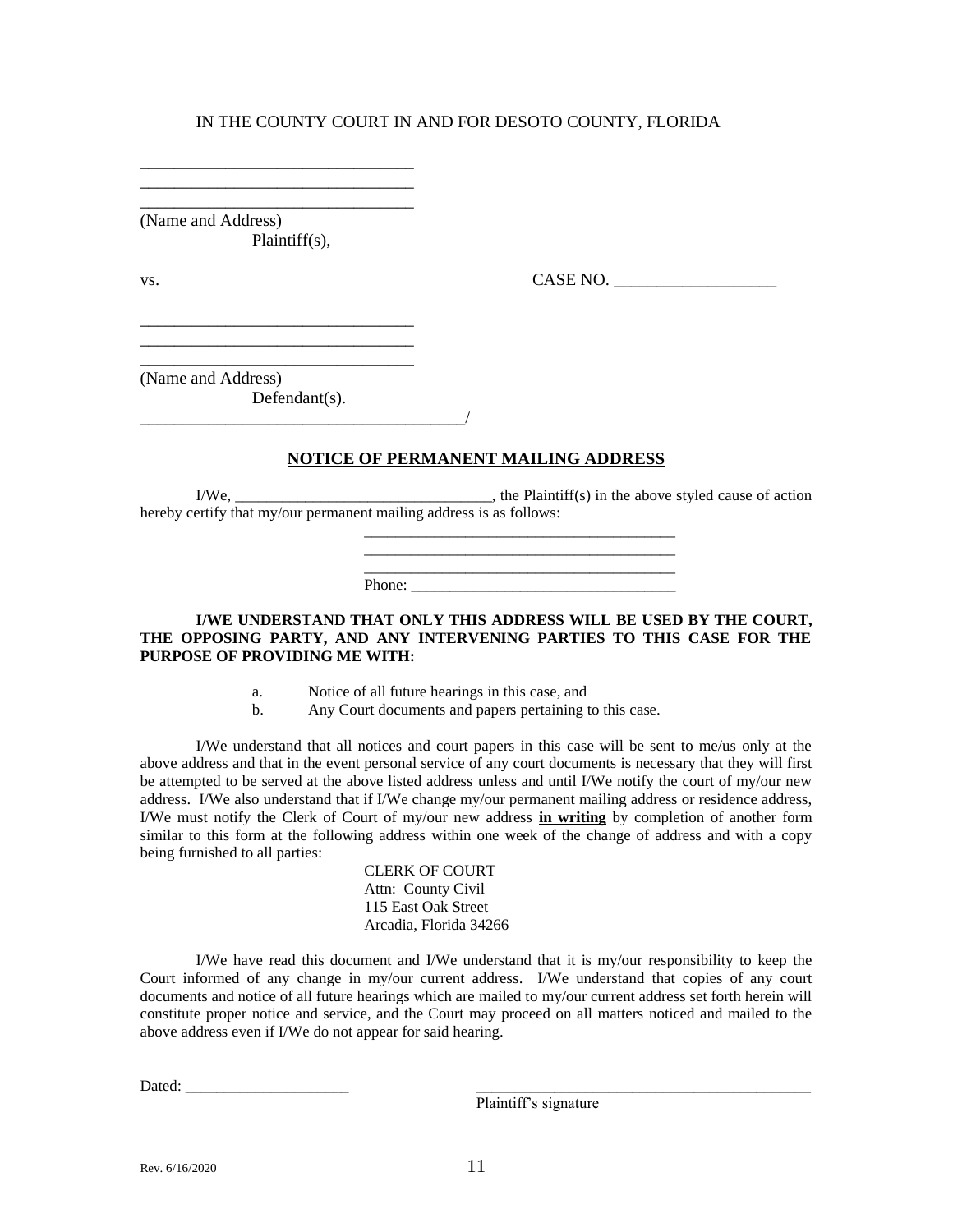IN THE COUNTY COURT IN AND FOR DESOTO COUNTY, FLORIDA

________________________________
________________________________
________________________________
(Name and Address)
Plaintiff(s),

vs. CASE NO. ___________________

________________________________
________________________________
________________________________
(Name and Address)
Defendant(s).
_______________________________________/

## NOTICE OF PERMANENT MAILING ADDRESS

I/We, _________________________________, the Plaintiff(s) in the above styled cause of action hereby certify that my/our permanent mailing address is as follows:

_______________________________________
_______________________________________
_______________________________________
Phone: _________________________________

**I/WE UNDERSTAND THAT ONLY THIS ADDRESS WILL BE USED BY THE COURT, THE OPPOSING PARTY, AND ANY INTERVENING PARTIES TO THIS CASE FOR THE PURPOSE OF PROVIDING ME WITH:**

a. Notice of all future hearings in this case, and
b. Any Court documents and papers pertaining to this case.

I/We understand that all notices and court papers in this case will be sent to me/us only at the above address and that in the event personal service of any court documents is necessary that they will first be attempted to be served at the above listed address unless and until I/We notify the court of my/our new address. I/We also understand that if I/We change my/our permanent mailing address or residence address, I/We must notify the Clerk of Court of my/our new address **in writing** by completion of another form similar to this form at the following address within one week of the change of address and with a copy being furnished to all parties:

CLERK OF COURT
Attn: County Civil
115 East Oak Street
Arcadia, Florida 34266

I/We have read this document and I/We understand that it is my/our responsibility to keep the Court informed of any change in my/our current address. I/We understand that copies of any court documents and notice of all future hearings which are mailed to my/our current address set forth herein will constitute proper notice and service, and the Court may proceed on all matters noticed and mailed to the above address even if I/We do not appear for said hearing.

Dated: _____________________ ___________________________________________
Plaintiff's signature

Rev. 6/16/2020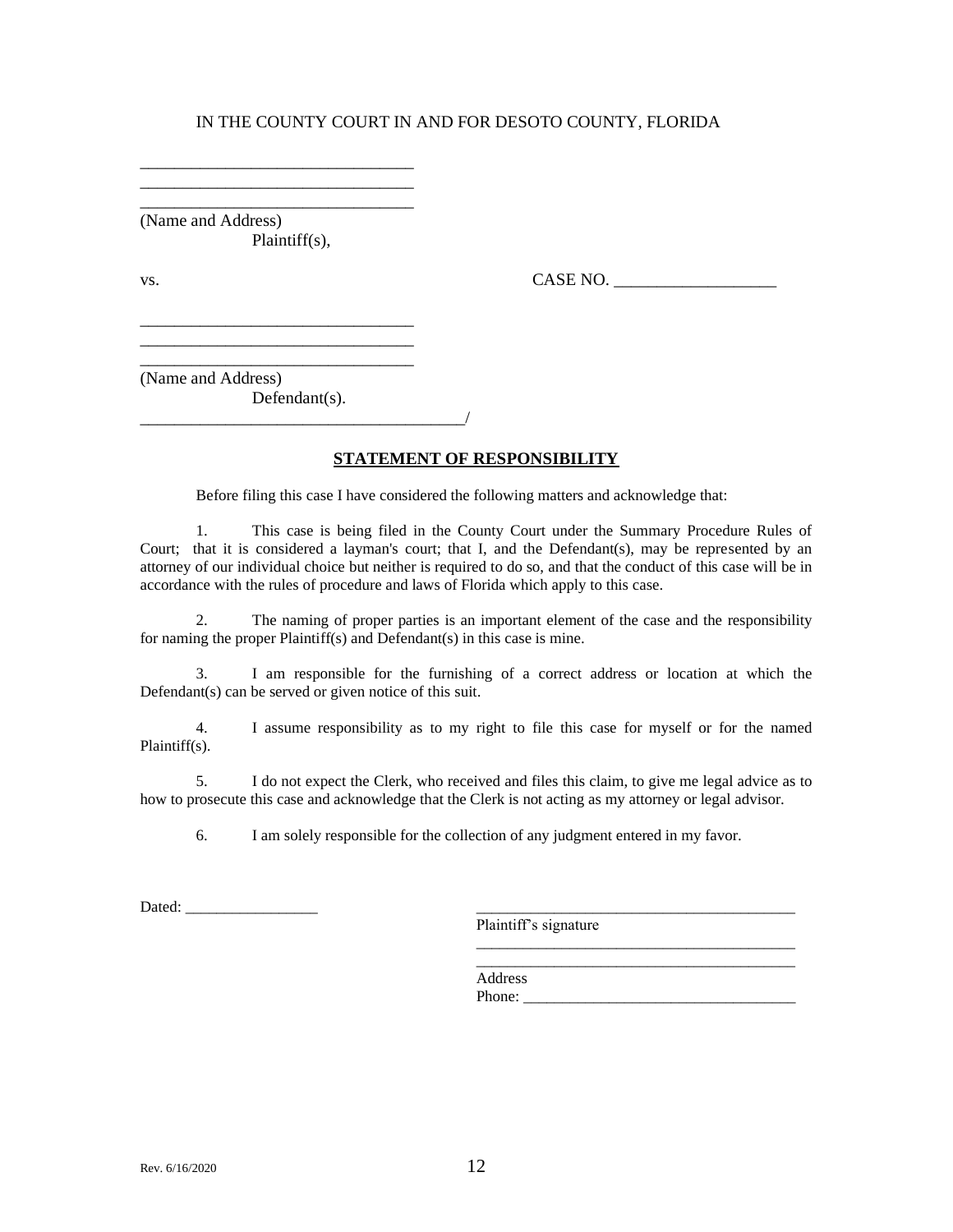IN THE COUNTY COURT IN AND FOR DESOTO COUNTY, FLORIDA

________________________________
________________________________
________________________________
(Name and Address)
Plaintiff(s),

vs. CASE NO. ___________________

________________________________
________________________________
________________________________
(Name and Address)
Defendant(s).
______________________________________/

**STATEMENT OF RESPONSIBILITY**

Before filing this case I have considered the following matters and acknowledge that:

1. This case is being filed in the County Court under the Summary Procedure Rules of Court; that it is considered a layman's court; that I, and the Defendant(s), may be represented by an attorney of our individual choice but neither is required to do so, and that the conduct of this case will be in accordance with the rules of procedure and laws of Florida which apply to this case.

2. The naming of proper parties is an important element of the case and the responsibility for naming the proper Plaintiff(s) and Defendant(s) in this case is mine.

3. I am responsible for the furnishing of a correct address or location at which the Defendant(s) can be served or given notice of this suit.

4. I assume responsibility as to my right to file this case for myself or for the named Plaintiff(s).

5. I do not expect the Clerk, who received and files this claim, to give me legal advice as to how to prosecute this case and acknowledge that the Clerk is not acting as my attorney or legal advisor.

6. I am solely responsible for the collection of any judgment entered in my favor.

Dated: _________________

_________________________________________
Plaintiff's signature
_________________________________________
_________________________________________
Address
Phone: ___________________________________

Rev. 6/16/2020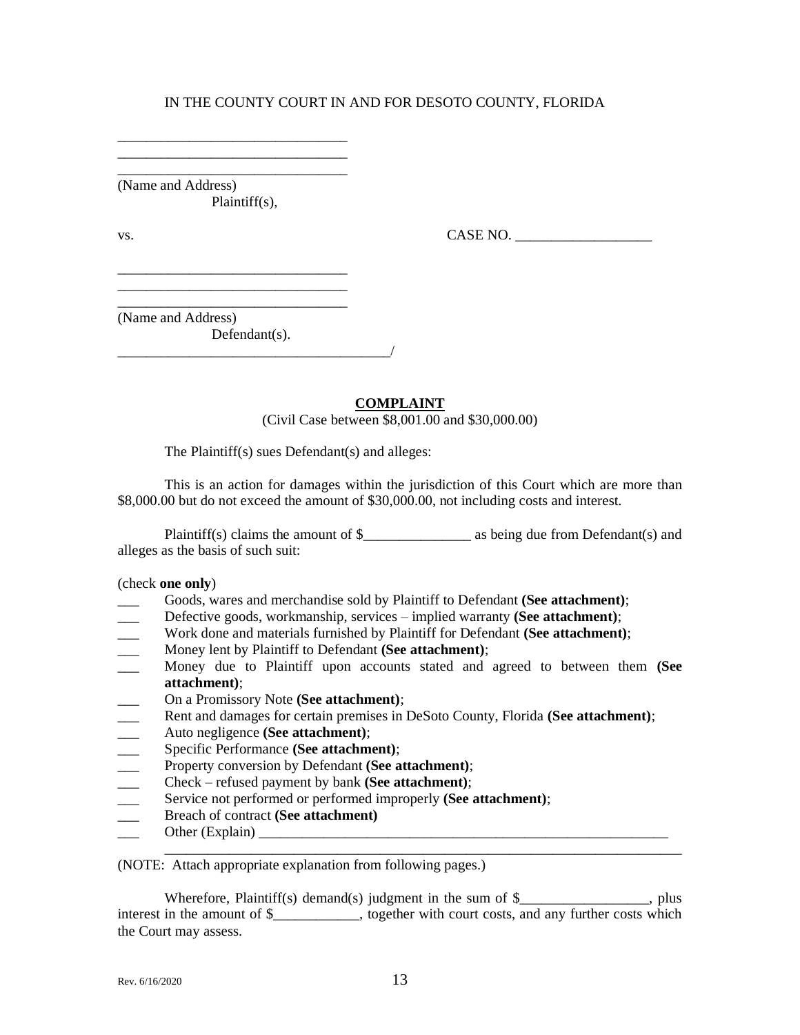IN THE COUNTY COURT IN AND FOR DESOTO COUNTY, FLORIDA

________________________________
________________________________
________________________________
(Name and Address)
Plaintiff(s),

vs. CASE NO. ___________________

________________________________
________________________________
________________________________
(Name and Address)
Defendant(s).
_______________________________________/

**COMPLAINT**

(Civil Case between $8,001.00 and $30,000.00)

The Plaintiff(s) sues Defendant(s) and alleges:

This is an action for damages within the jurisdiction of this Court which are more than $8,000.00 but do not exceed the amount of $30,000.00, not including costs and interest.

Plaintiff(s) claims the amount of $_______________ as being due from Defendant(s) and alleges as the basis of such suit:

(check **one only**)

___ Goods, wares and merchandise sold by Plaintiff to Defendant **(See attachment)**;
___ Defective goods, workmanship, services – implied warranty **(See attachment)**;
___ Work done and materials furnished by Plaintiff for Defendant **(See attachment)**;
___ Money lent by Plaintiff to Defendant **(See attachment)**;
___ Money due to Plaintiff upon accounts stated and agreed to between them **(See attachment)**;
___ On a Promissory Note **(See attachment)**;
___ Rent and damages for certain premises in DeSoto County, Florida **(See attachment)**;
___ Auto negligence **(See attachment)**;
___ Specific Performance **(See attachment)**;
___ Property conversion by Defendant **(See attachment)**;
___ Check – refused payment by bank **(See attachment)**;
___ Service not performed or performed improperly **(See attachment)**;
___ Breach of contract **(See attachment)**
___ Other (Explain) ____________________________________________________________
_________________________________________________________________________

(NOTE: Attach appropriate explanation from following pages.)

Wherefore, Plaintiff(s) demand(s) judgment in the sum of $__________________, plus interest in the amount of $____________, together with court costs, and any further costs which the Court may assess.

Rev. 6/16/2020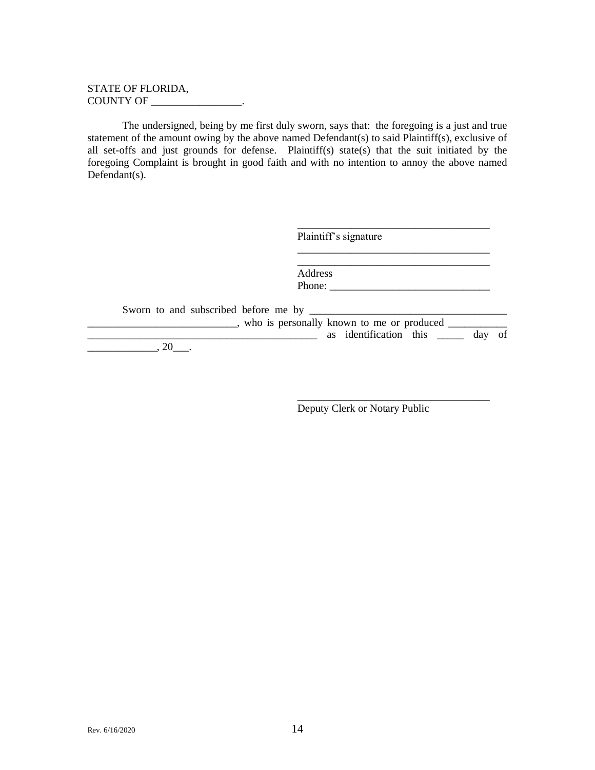STATE OF FLORIDA,
COUNTY OF _________________.

The undersigned, being by me first duly sworn, says that: the foregoing is a just and true statement of the amount owing by the above named Defendant(s) to said Plaintiff(s), exclusive of all set-offs and just grounds for defense. Plaintiff(s) state(s) that the suit initiated by the foregoing Complaint is brought in good faith and with no intention to annoy the above named Defendant(s).

_____________________________________
Plaintiff's signature
_____________________________________
_____________________________________
Address
Phone: ______________________________

Sworn to and subscribed before me by _____________________________________
___________________________, who is personally known to me or produced ___________
____________________________________________ as identification this _____ day of _____________, 20___.

_____________________________________
Deputy Clerk or Notary Public

Rev. 6/16/2020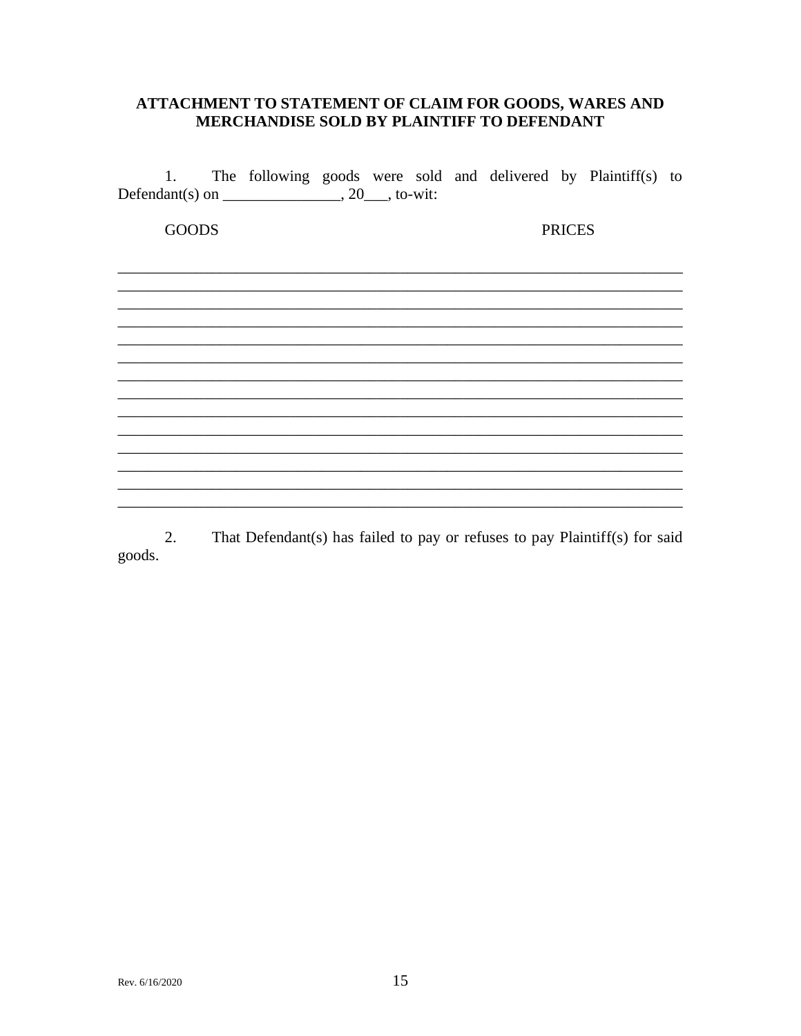**ATTACHMENT TO STATEMENT OF CLAIM FOR GOODS, WARES AND MERCHANDISE SOLD BY PLAINTIFF TO DEFENDANT**

1. The following goods were sold and delivered by Plaintiff(s) to Defendant(s) on _______________, 20___, to-wit:

GOODS PRICES

_________________________________________________________________________
_________________________________________________________________________
_________________________________________________________________________
_________________________________________________________________________
_________________________________________________________________________
_________________________________________________________________________
_________________________________________________________________________
_________________________________________________________________________
_________________________________________________________________________
_________________________________________________________________________
_________________________________________________________________________
_________________________________________________________________________
_________________________________________________________________________
_________________________________________________________________________

2. That Defendant(s) has failed to pay or refuses to pay Plaintiff(s) for said goods.

Rev. 6/16/2020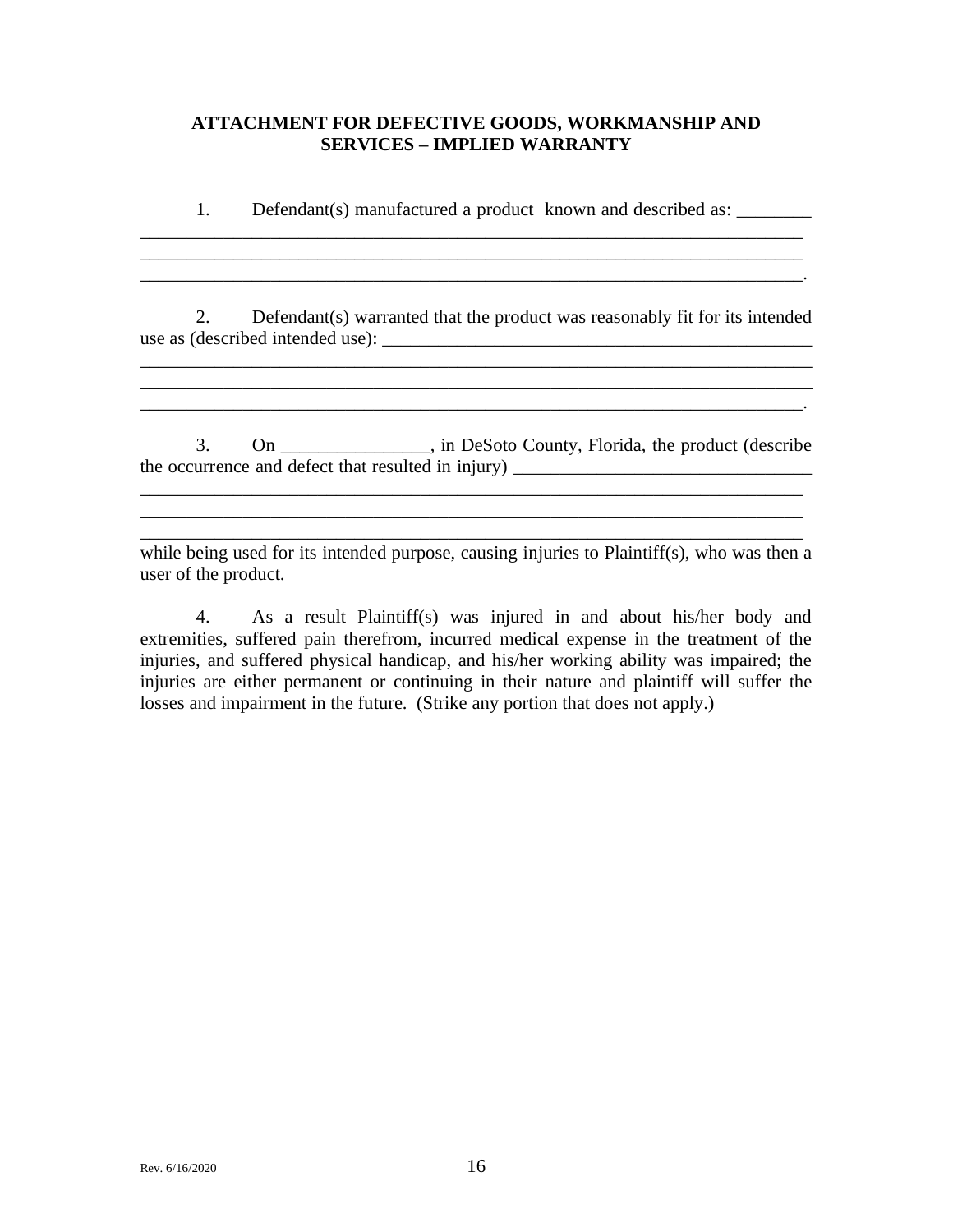## ATTACHMENT FOR DEFECTIVE GOODS, WORKMANSHIP AND SERVICES – IMPLIED WARRANTY

1. Defendant(s) manufactured a product known and described as: ________
__________________________________________________________________________
__________________________________________________________________________
__________________________________________________________________________.

2. Defendant(s) warranted that the product was reasonably fit for its intended use as (described intended use): _______________________________________________
__________________________________________________________________________
__________________________________________________________________________
__________________________________________________________________________.

3. On ________________, in DeSoto County, Florida, the product (describe the occurrence and defect that resulted in injury) ________________________________
__________________________________________________________________________
__________________________________________________________________________
__________________________________________________________________________
while being used for its intended purpose, causing injuries to Plaintiff(s), who was then a user of the product.

4. As a result Plaintiff(s) was injured in and about his/her body and extremities, suffered pain therefrom, incurred medical expense in the treatment of the injuries, and suffered physical handicap, and his/her working ability was impaired; the injuries are either permanent or continuing in their nature and plaintiff will suffer the losses and impairment in the future. (Strike any portion that does not apply.)

Rev. 6/16/2020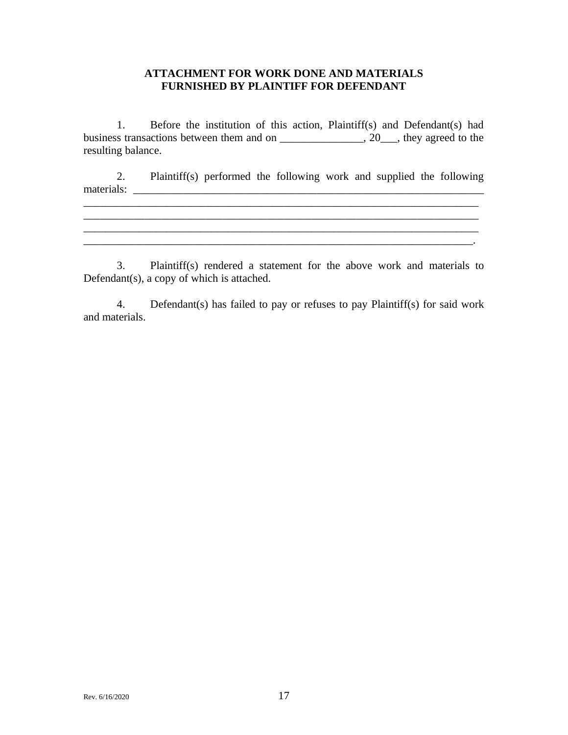**ATTACHMENT FOR WORK DONE AND MATERIALS FURNISHED BY PLAINTIFF FOR DEFENDANT**

1. Before the institution of this action, Plaintiff(s) and Defendant(s) had business transactions between them and on _______________, 20___, they agreed to the resulting balance.

2. Plaintiff(s) performed the following work and supplied the following materials: ______________________________________________________________________
__________________________________________________________________________
__________________________________________________________________________
__________________________________________________________________________
_________________________________________________________________________.

3. Plaintiff(s) rendered a statement for the above work and materials to Defendant(s), a copy of which is attached.

4. Defendant(s) has failed to pay or refuses to pay Plaintiff(s) for said work and materials.

Rev. 6/16/2020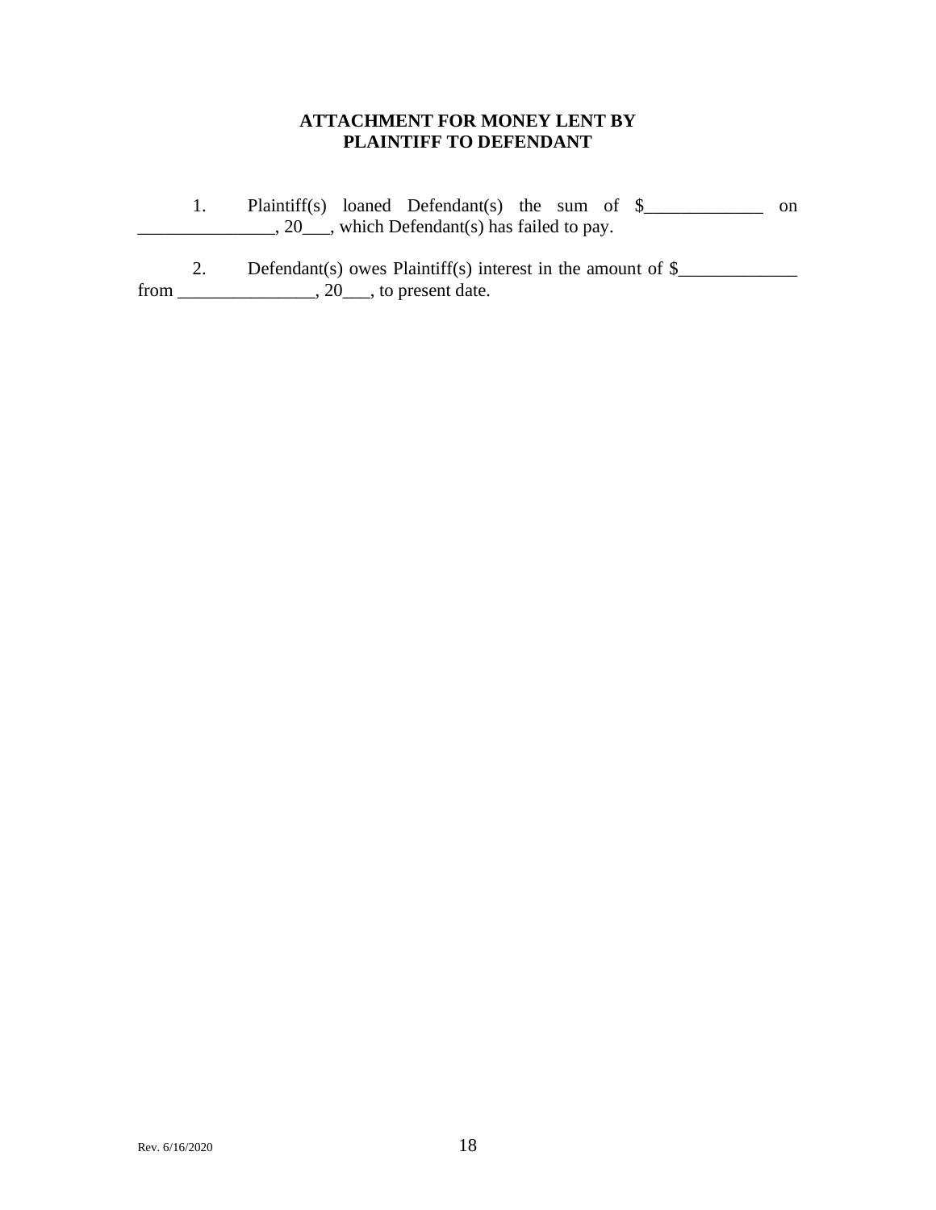**ATTACHMENT FOR MONEY LENT BY PLAINTIFF TO DEFENDANT**

1. Plaintiff(s) loaned Defendant(s) the sum of $_____________ on _______________, 20___, which Defendant(s) has failed to pay.

2. Defendant(s) owes Plaintiff(s) interest in the amount of $_____________ from _______________, 20___, to present date.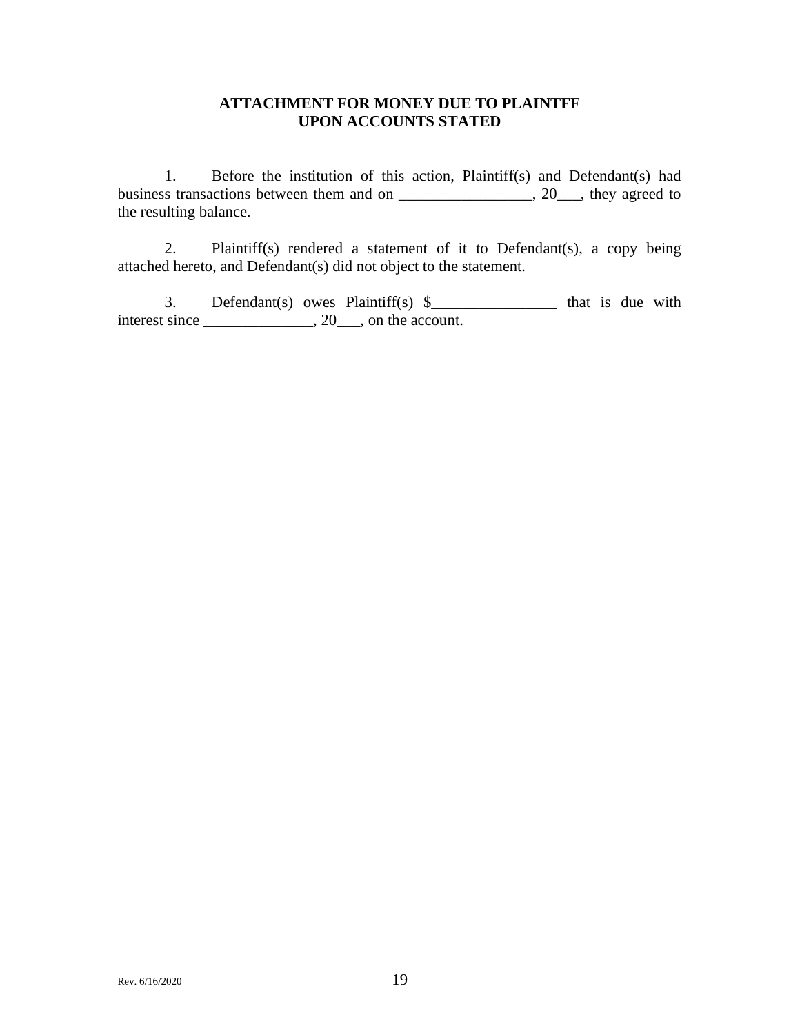**ATTACHMENT FOR MONEY DUE TO PLAINTFF
UPON ACCOUNTS STATED**

1. Before the institution of this action, Plaintiff(s) and Defendant(s) had business transactions between them and on _________________, 20___, they agreed to the resulting balance.

2. Plaintiff(s) rendered a statement of it to Defendant(s), a copy being attached hereto, and Defendant(s) did not object to the statement.

3. Defendant(s) owes Plaintiff(s) $________________ that is due with interest since ______________, 20___, on the account.

Rev. 6/16/2020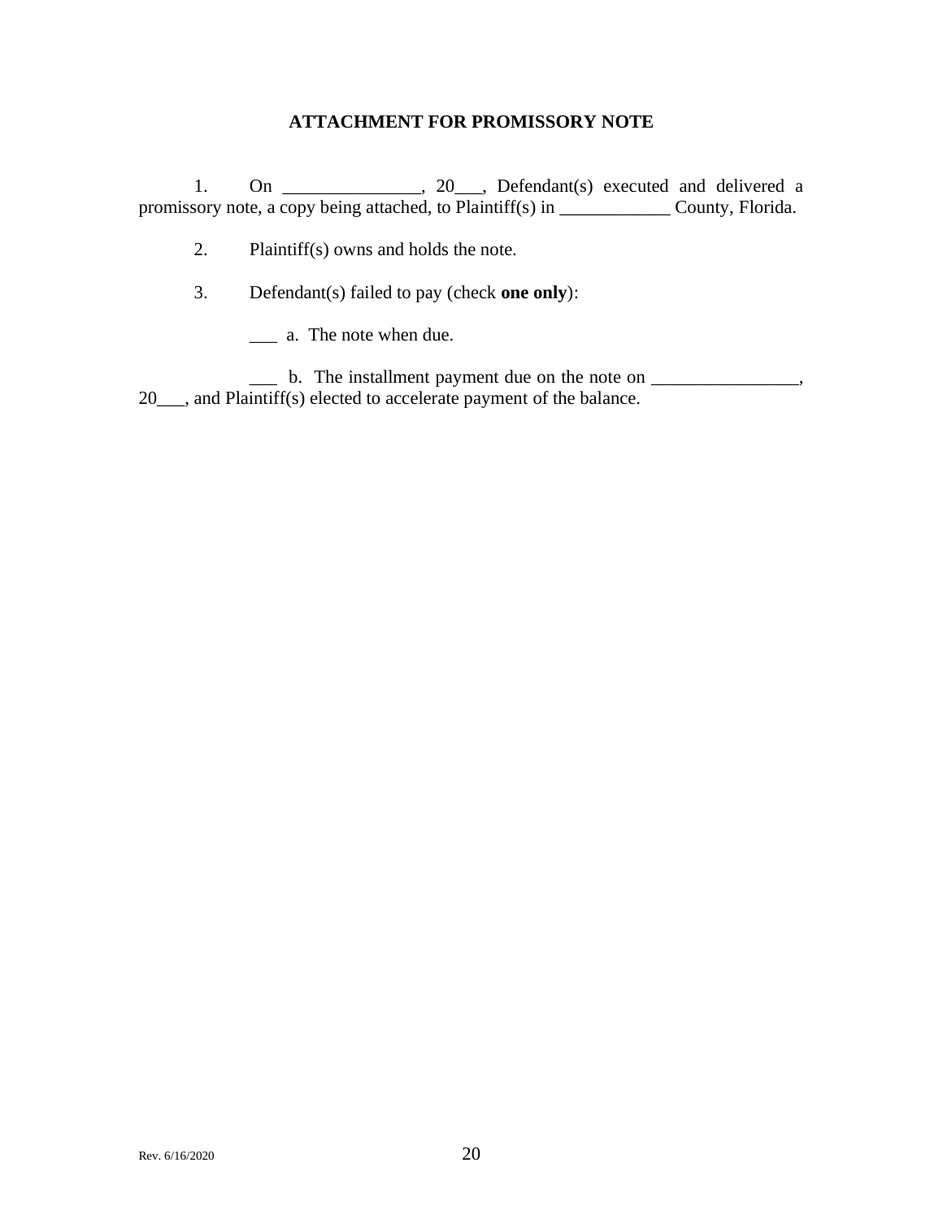## ATTACHMENT FOR PROMISSORY NOTE

1. On _______________, 20___, Defendant(s) executed and delivered a promissory note, a copy being attached, to Plaintiff(s) in ____________ County, Florida.

2. Plaintiff(s) owns and holds the note.

3. Defendant(s) failed to pay (check **one only**):

___ a. The note when due.

___ b. The installment payment due on the note on ________________, 20___, and Plaintiff(s) elected to accelerate payment of the balance.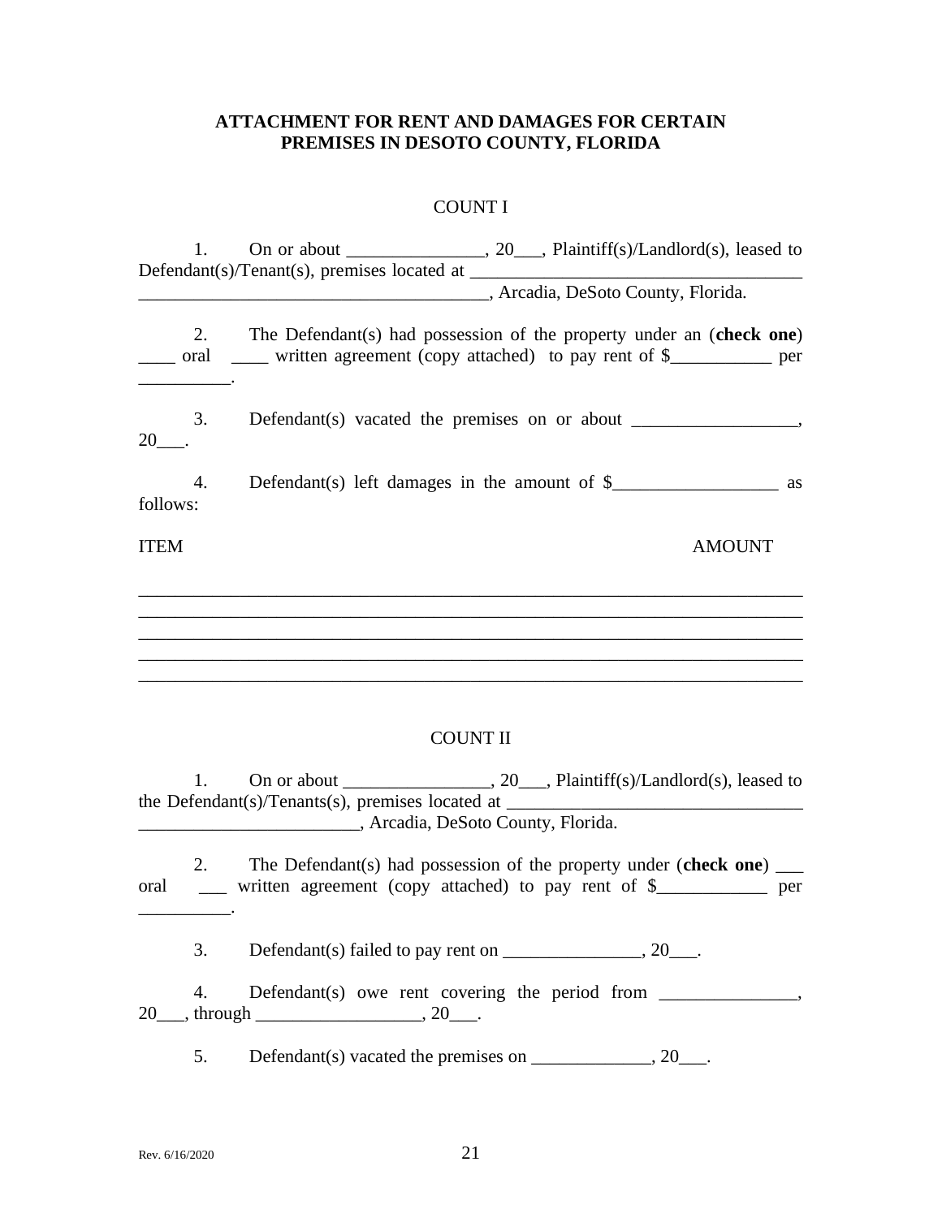**ATTACHMENT FOR RENT AND DAMAGES FOR CERTAIN PREMISES IN DESOTO COUNTY, FLORIDA**

COUNT I

1. On or about _______________, 20___, Plaintiff(s)/Landlord(s), leased to Defendant(s)/Tenant(s), premises located at _____________________________________ ______________________________________, Arcadia, DeSoto County, Florida.

2. The Defendant(s) had possession of the property under an (**check one**) ____ oral ____ written agreement (copy attached) to pay rent of $___________ per __________.

3. Defendant(s) vacated the premises on or about __________________, 20___.

4. Defendant(s) left damages in the amount of $__________________ as follows:

ITEM AMOUNT

_________________________________________________________________________
_________________________________________________________________________
_________________________________________________________________________
_________________________________________________________________________
_________________________________________________________________________

COUNT II

1. On or about ________________, 20___, Plaintiff(s)/Landlord(s), leased to the Defendant(s)/Tenants(s), premises located at ________________________________ ________________________, Arcadia, DeSoto County, Florida.

2. The Defendant(s) had possession of the property under (**check one**) ___ oral ___ written agreement (copy attached) to pay rent of $____________ per __________.

3. Defendant(s) failed to pay rent on _______________, 20___.

4. Defendant(s) owe rent covering the period from _______________, 20___, through __________________, 20___.

5. Defendant(s) vacated the premises on _____________, 20___.

Rev. 6/16/2020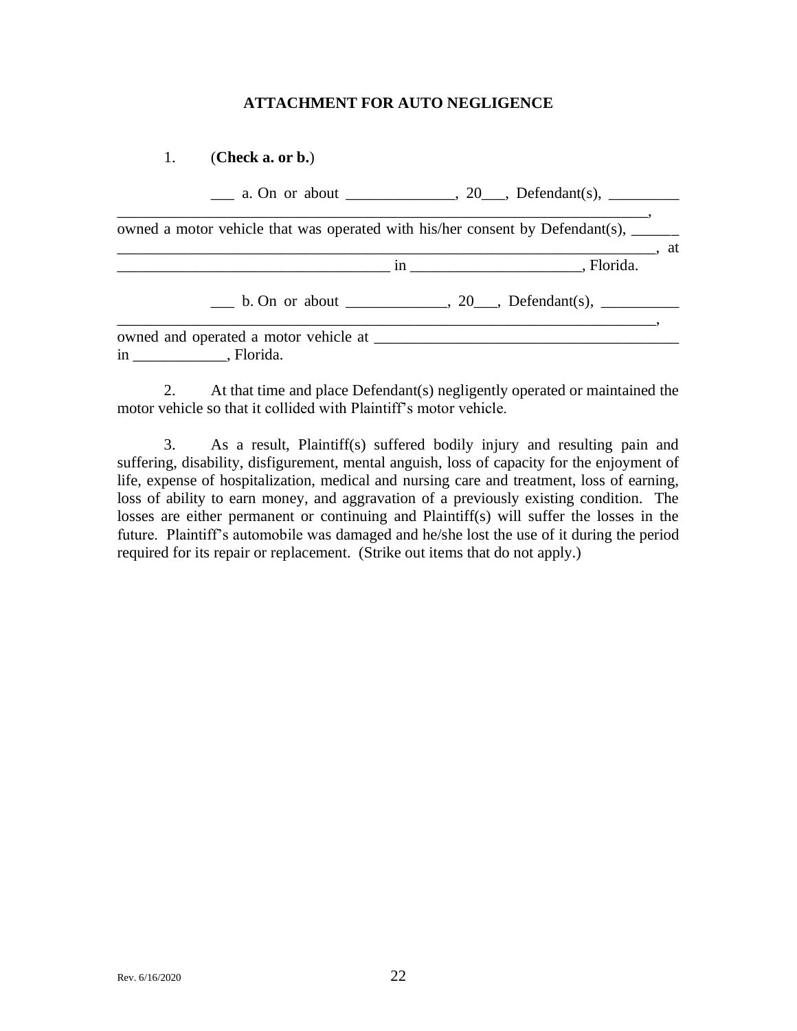**ATTACHMENT FOR AUTO NEGLIGENCE**

1. (**Check a. or b.**)

___ a. On or about ______________, 20___, Defendant(s), _________ ______________________________________________________________________, owned a motor vehicle that was operated with his/her consent by Defendant(s), ______ ________________________________________________________________________, at ___________________________________ in ______________________, Florida.

___ b. On or about _____________, 20___, Defendant(s), __________ ______________________________________________________________________, owned and operated a motor vehicle at _______________________________________ in ____________, Florida.

2. At that time and place Defendant(s) negligently operated or maintained the motor vehicle so that it collided with Plaintiff's motor vehicle.

3. As a result, Plaintiff(s) suffered bodily injury and resulting pain and suffering, disability, disfigurement, mental anguish, loss of capacity for the enjoyment of life, expense of hospitalization, medical and nursing care and treatment, loss of earning, loss of ability to earn money, and aggravation of a previously existing condition. The losses are either permanent or continuing and Plaintiff(s) will suffer the losses in the future. Plaintiff's automobile was damaged and he/she lost the use of it during the period required for its repair or replacement. (Strike out items that do not apply.)

Rev. 6/16/2020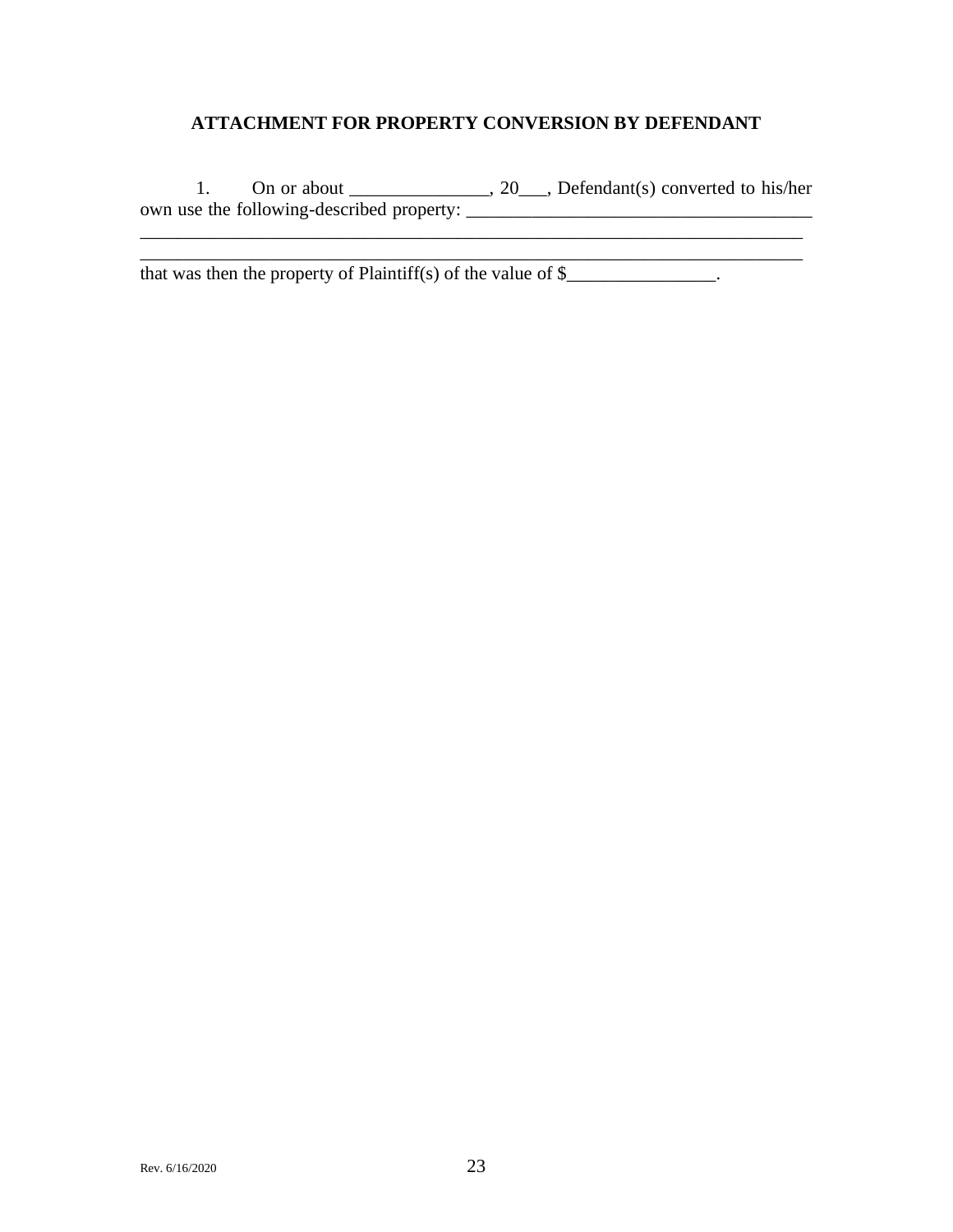## ATTACHMENT FOR PROPERTY CONVERSION BY DEFENDANT

1. On or about _______________, 20___, Defendant(s) converted to his/her own use the following-described property: _____________________________________
__________________________________________________________________________
__________________________________________________________________________
that was then the property of Plaintiff(s) of the value of $________________.

Rev. 6/16/2020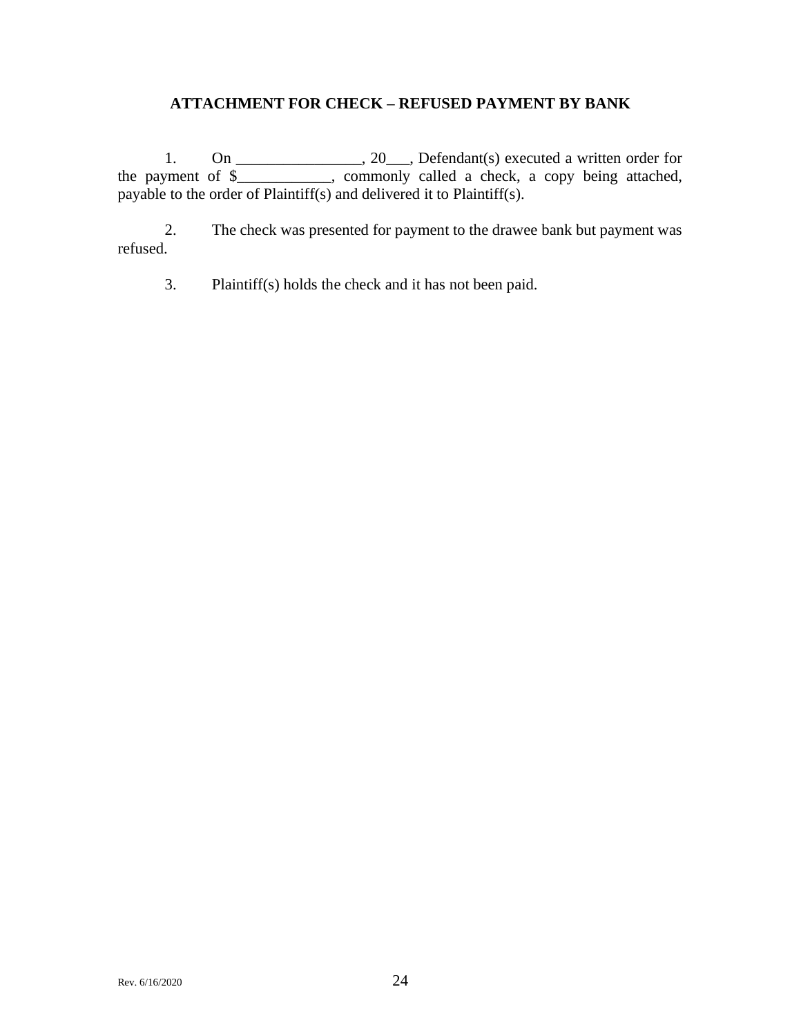**ATTACHMENT FOR CHECK – REFUSED PAYMENT BY BANK**

1. On ________________, 20___, Defendant(s) executed a written order for the payment of $____________, commonly called a check, a copy being attached, payable to the order of Plaintiff(s) and delivered it to Plaintiff(s).

2. The check was presented for payment to the drawee bank but payment was refused.

3. Plaintiff(s) holds the check and it has not been paid.

Rev. 6/16/2020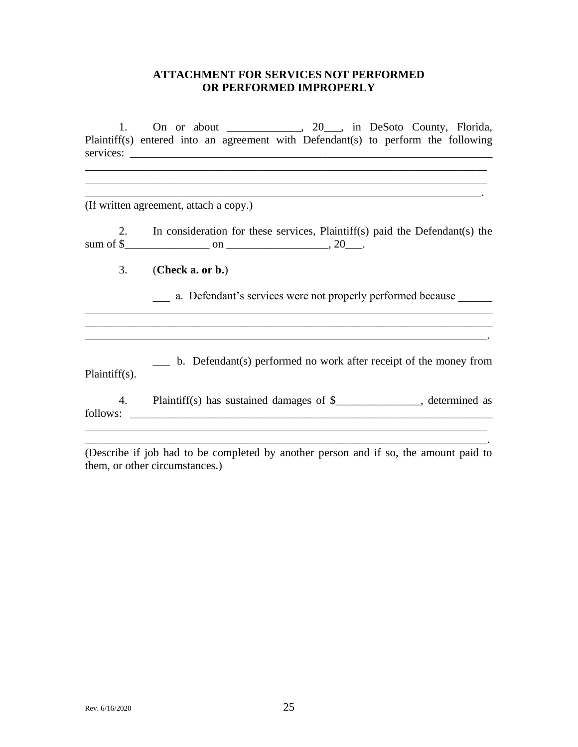**ATTACHMENT FOR SERVICES NOT PERFORMED OR PERFORMED IMPROPERLY**

1. On or about _____________, 20___, in DeSoto County, Florida, Plaintiff(s) entered into an agreement with Defendant(s) to perform the following services: ____________________________________________________________________
________________________________________________________________________
________________________________________________________________________
________________________________________________________________________.
(If written agreement, attach a copy.)

2. In consideration for these services, Plaintiff(s) paid the Defendant(s) the sum of $_______________ on __________________, 20___.

3. (**Check a. or b.**)

___ a. Defendant's services were not properly performed because ______
________________________________________________________________________
________________________________________________________________________
________________________________________________________________________.

___ b. Defendant(s) performed no work after receipt of the money from Plaintiff(s).

4. Plaintiff(s) has sustained damages of $_______________, determined as follows: ____________________________________________________________________
________________________________________________________________________
________________________________________________________________________.
(Describe if job had to be completed by another person and if so, the amount paid to them, or other circumstances.)

Rev. 6/16/2020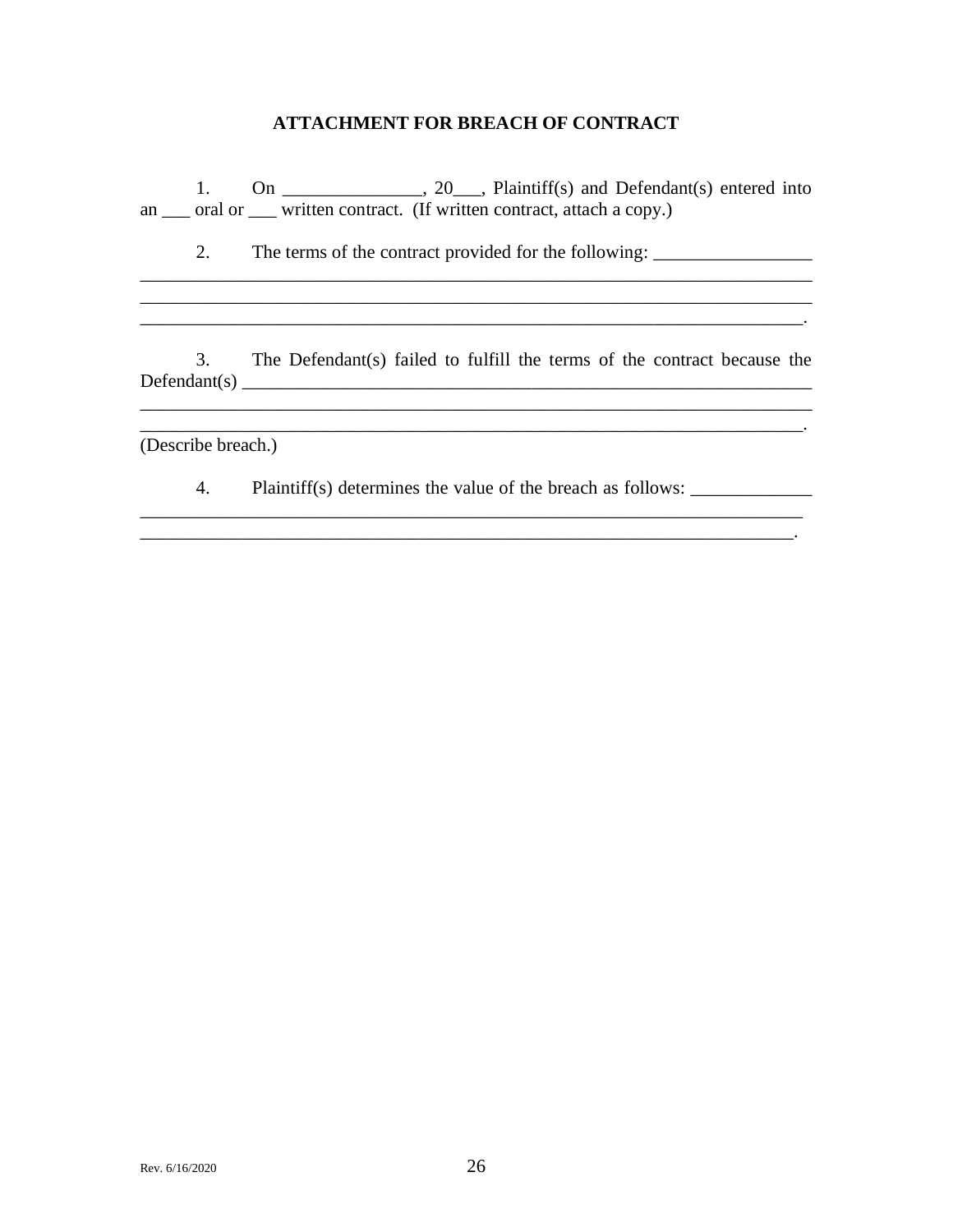# ATTACHMENT FOR BREACH OF CONTRACT

1. On _______________, 20___, Plaintiff(s) and Defendant(s) entered into an ___ oral or ___ written contract. (If written contract, attach a copy.)

2. The terms of the contract provided for the following: _________________
_________________________________________________________________________
_________________________________________________________________________
________________________________________________________________________.

3. The Defendant(s) failed to fulfill the terms of the contract because the Defendant(s) ____________________________________________________________
_________________________________________________________________________
________________________________________________________________________.
(Describe breach.)

4. Plaintiff(s) determines the value of the breach as follows: _____________
________________________________________________________________________
_______________________________________________________________________.

Rev. 6/16/2020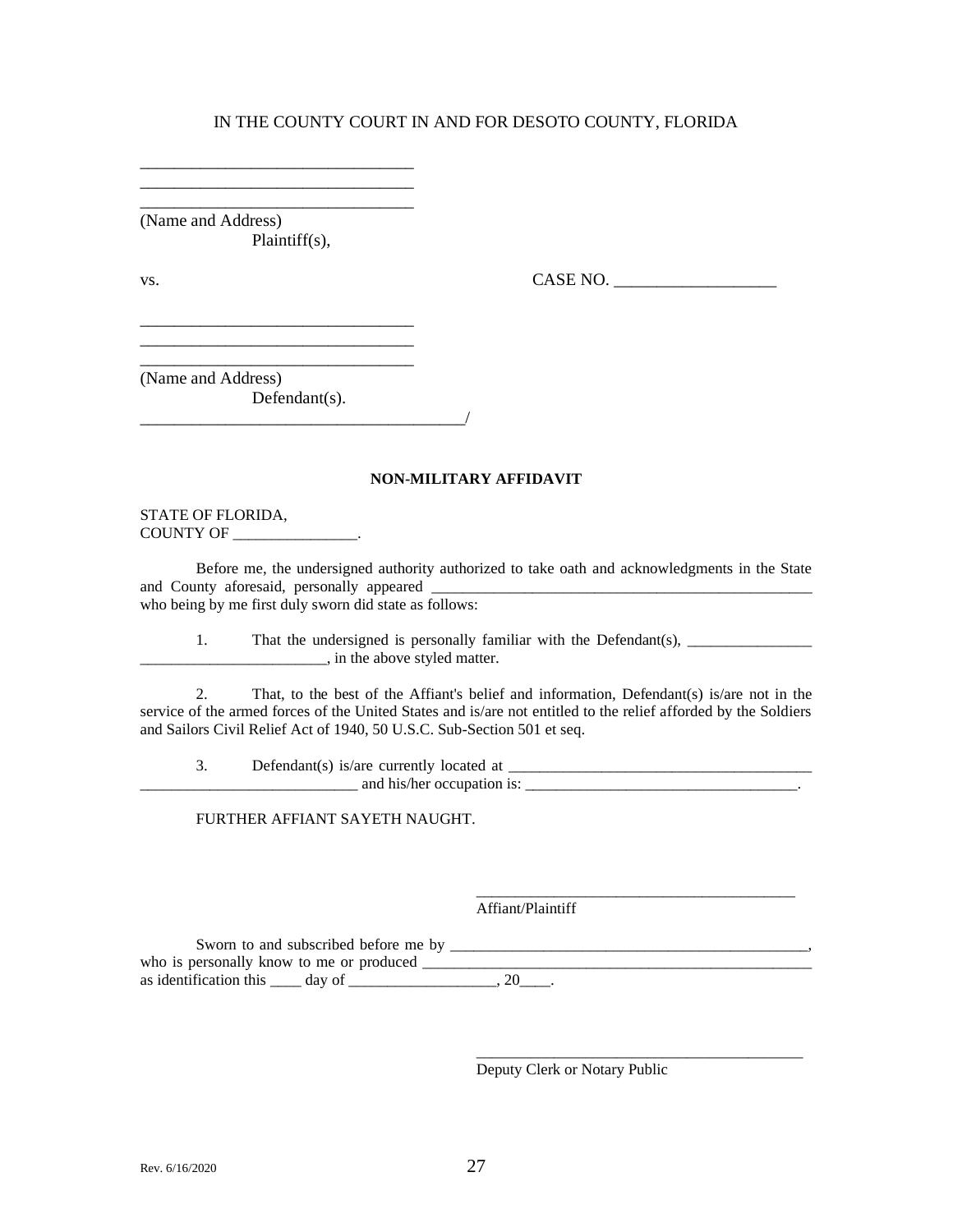IN THE COUNTY COURT IN AND FOR DESOTO COUNTY, FLORIDA

________________________________
________________________________
________________________________
(Name and Address)
Plaintiff(s),

vs. CASE NO. ___________________

________________________________
________________________________
________________________________
(Name and Address)
Defendant(s).
_______________________________________/

**NON-MILITARY AFFIDAVIT**

STATE OF FLORIDA,
COUNTY OF ________________.

Before me, the undersigned authority authorized to take oath and acknowledgments in the State and County aforesaid, personally appeared __________________________________________________ who being by me first duly sworn did state as follows:

1. That the undersigned is personally familiar with the Defendant(s), ________________ ________________________, in the above styled matter.

2. That, to the best of the Affiant's belief and information, Defendant(s) is/are not in the service of the armed forces of the United States and is/are not entitled to the relief afforded by the Soldiers and Sailors Civil Relief Act of 1940, 50 U.S.C. Sub-Section 501 et seq.

3. Defendant(s) is/are currently located at ________________________________________ ___________________________ and his/her occupation is: __________________________________.

FURTHER AFFIANT SAYETH NAUGHT.

________________________________________
Affiant/Plaintiff

Sworn to and subscribed before me by _______________________________________________, who is personally know to me or produced __________________________________________________ as identification this ____ day of ___________________, 20____.

__________________________________________
Deputy Clerk or Notary Public

Rev. 6/16/2020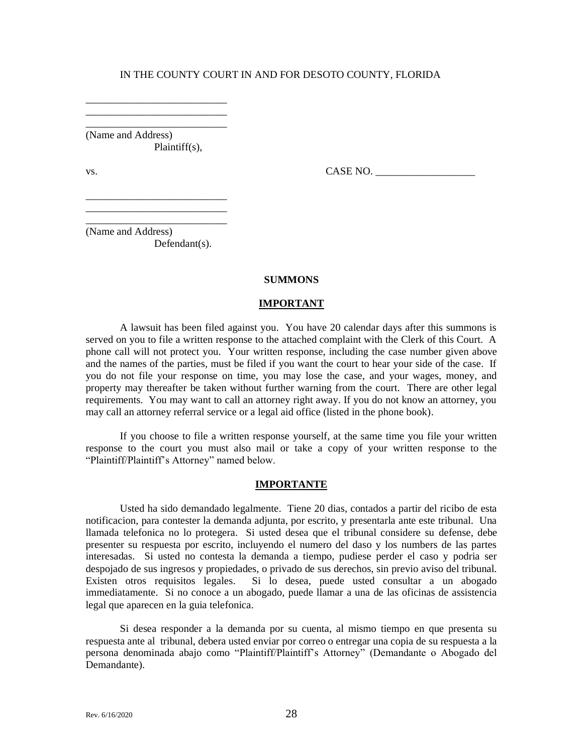IN THE COUNTY COURT IN AND FOR DESOTO COUNTY, FLORIDA

___________________________
___________________________
___________________________
(Name and Address)
Plaintiff(s),

vs. CASE NO. ___________________

___________________________
___________________________
___________________________
(Name and Address)
Defendant(s).

**SUMMONS**

**IMPORTANT**

A lawsuit has been filed against you. You have 20 calendar days after this summons is served on you to file a written response to the attached complaint with the Clerk of this Court. A phone call will not protect you. Your written response, including the case number given above and the names of the parties, must be filed if you want the court to hear your side of the case. If you do not file your response on time, you may lose the case, and your wages, money, and property may thereafter be taken without further warning from the court. There are other legal requirements. You may want to call an attorney right away. If you do not know an attorney, you may call an attorney referral service or a legal aid office (listed in the phone book).

If you choose to file a written response yourself, at the same time you file your written response to the court you must also mail or take a copy of your written response to the "Plaintiff/Plaintiff's Attorney" named below.

**IMPORTANTE**

Usted ha sido demandado legalmente. Tiene 20 dias, contados a partir del ricibo de esta notificacion, para contester la demanda adjunta, por escrito, y presentarla ante este tribunal. Una llamada telefonica no lo protegera. Si usted desea que el tribunal considere su defense, debe presenter su respuesta por escrito, incluyendo el numero del daso y los numbers de las partes interesadas. Si usted no contesta la demanda a tiempo, pudiese perder el caso y podria ser despojado de sus ingresos y propiedades, o privado de sus derechos, sin previo aviso del tribunal. Existen otros requisitos legales. Si lo desea, puede usted consultar a un abogado immediatamente. Si no conoce a un abogado, puede llamar a una de las oficinas de assistencia legal que aparecen en la guia telefonica.

Si desea responder a la demanda por su cuenta, al mismo tiempo en que presenta su respuesta ante al tribunal, debera usted enviar por correo o entregar una copia de su respuesta a la persona denominada abajo como "Plaintiff/Plaintiff's Attorney" (Demandante o Abogado del Demandante).

Rev. 6/16/2020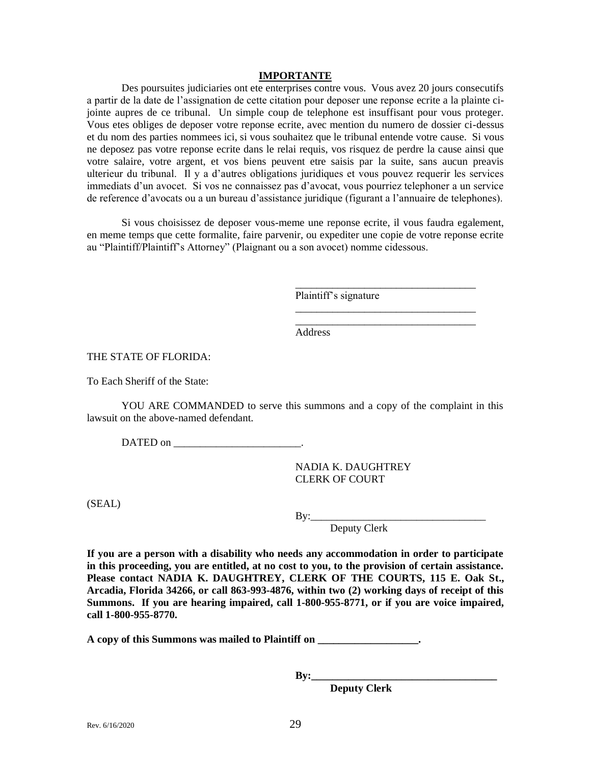**IMPORTANTE**

Des poursuites judiciaries ont ete enterprises contre vous. Vous avez 20 jours consecutifs a partir de la date de l'assignation de cette citation pour deposer une reponse ecrite a la plainte ci-jointe aupres de ce tribunal. Un simple coup de telephone est insuffisant pour vous proteger. Vous etes obliges de deposer votre reponse ecrite, avec mention du numero de dossier ci-dessus et du nom des parties nommees ici, si vous souhaitez que le tribunal entende votre cause. Si vous ne deposez pas votre reponse ecrite dans le relai requis, vos risquez de perdre la cause ainsi que votre salaire, votre argent, et vos biens peuvent etre saisis par la suite, sans aucun preavis ulterieur du tribunal. Il y a d'autres obligations juridiques et vous pouvez requerir les services immediats d'un avocet. Si vos ne connaissez pas d'avocat, vous pourriez telephoner a un service de reference d'avocats ou a un bureau d'assistance juridique (figurant a l'annuaire de telephones).

Si vous choisissez de deposer vous-meme une reponse ecrite, il vous faudra egalement, en meme temps que cette formalite, faire parvenir, ou expediter une copie de votre reponse ecrite au "Plaintiff/Plaintiff's Attorney" (Plaignant ou a son avocet) nomme cidessous.

\_\_\_\_\_\_\_\_\_\_\_\_\_\_\_\_\_\_\_\_\_\_\_\_\_\_\_\_\_\_\_\_\_\_
Plaintiff's signature
\_\_\_\_\_\_\_\_\_\_\_\_\_\_\_\_\_\_\_\_\_\_\_\_\_\_\_\_\_\_\_\_\_\_
\_\_\_\_\_\_\_\_\_\_\_\_\_\_\_\_\_\_\_\_\_\_\_\_\_\_\_\_\_\_\_\_\_\_
Address

THE STATE OF FLORIDA:

To Each Sheriff of the State:

YOU ARE COMMANDED to serve this summons and a copy of the complaint in this lawsuit on the above-named defendant.

DATED on \_\_\_\_\_\_\_\_\_\_\_\_\_\_\_\_\_\_\_\_\_\_\_\_.

NADIA K. DAUGHTREY
CLERK OF COURT

(SEAL)

By:\_\_\_\_\_\_\_\_\_\_\_\_\_\_\_\_\_\_\_\_\_\_\_\_\_\_\_\_\_\_\_\_\_
Deputy Clerk

**If you are a person with a disability who needs any accommodation in order to participate in this proceeding, you are entitled, at no cost to you, to the provision of certain assistance. Please contact NADIA K. DAUGHTREY, CLERK OF THE COURTS, 115 E. Oak St., Arcadia, Florida 34266, or call 863-993-4876, within two (2) working days of receipt of this Summons. If you are hearing impaired, call 1-800-955-8771, or if you are voice impaired, call 1-800-955-8770.**

**A copy of this Summons was mailed to Plaintiff on \_\_\_\_\_\_\_\_\_\_\_\_\_\_\_\_\_\_.**

**By:\_\_\_\_\_\_\_\_\_\_\_\_\_\_\_\_\_\_\_\_\_\_\_\_\_\_\_\_\_\_\_\_\_\_\_**
**Deputy Clerk**

Rev. 6/16/2020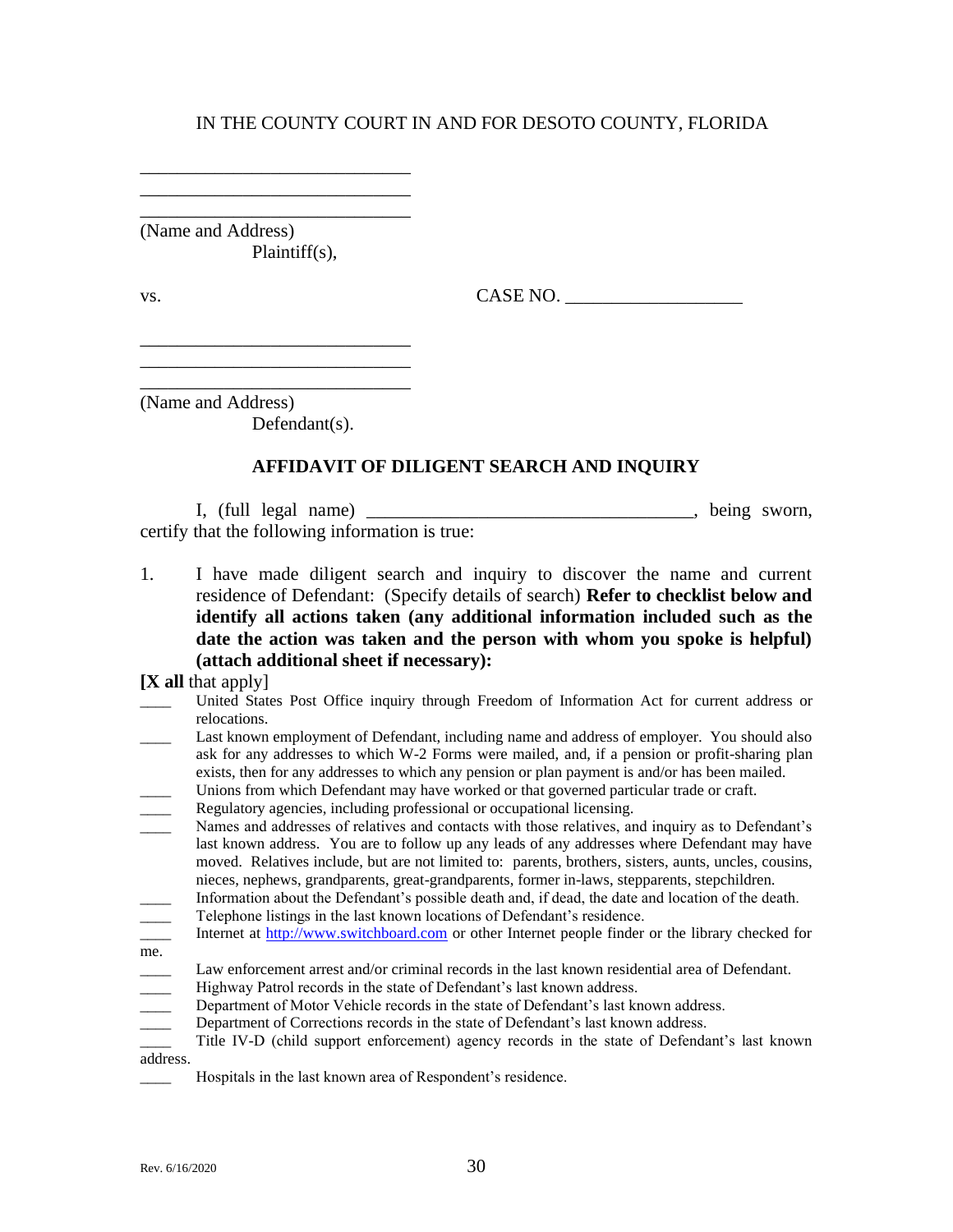IN THE COUNTY COURT IN AND FOR DESOTO COUNTY, FLORIDA

______________________________
______________________________
______________________________
(Name and Address)
Plaintiff(s),

vs. CASE NO. ___________________

______________________________
______________________________
______________________________
(Name and Address)
Defendant(s).

## AFFIDAVIT OF DILIGENT SEARCH AND INQUIRY

I, (full legal name) ___________________________________, being sworn, certify that the following information is true:

1. I have made diligent search and inquiry to discover the name and current residence of Defendant: (Specify details of search) **Refer to checklist below and identify all actions taken (any additional information included such as the date the action was taken and the person with whom you spoke is helpful) (attach additional sheet if necessary):**

**[X all** that apply]

____ United States Post Office inquiry through Freedom of Information Act for current address or relocations.

____ Last known employment of Defendant, including name and address of employer. You should also ask for any addresses to which W-2 Forms were mailed, and, if a pension or profit-sharing plan exists, then for any addresses to which any pension or plan payment is and/or has been mailed.

____ Unions from which Defendant may have worked or that governed particular trade or craft.

____ Regulatory agencies, including professional or occupational licensing.

____ Names and addresses of relatives and contacts with those relatives, and inquiry as to Defendant's last known address. You are to follow up any leads of any addresses where Defendant may have moved. Relatives include, but are not limited to: parents, brothers, sisters, aunts, uncles, cousins, nieces, nephews, grandparents, great-grandparents, former in-laws, stepparents, stepchildren.

____ Information about the Defendant's possible death and, if dead, the date and location of the death.

____ Telephone listings in the last known locations of Defendant's residence.

____ Internet at http://www.switchboard.com or other Internet people finder or the library checked for me.

____ Law enforcement arrest and/or criminal records in the last known residential area of Defendant.

____ Highway Patrol records in the state of Defendant's last known address.

____ Department of Motor Vehicle records in the state of Defendant's last known address.

____ Department of Corrections records in the state of Defendant's last known address.

____ Title IV-D (child support enforcement) agency records in the state of Defendant's last known address.

____ Hospitals in the last known area of Respondent's residence.

Rev. 6/16/2020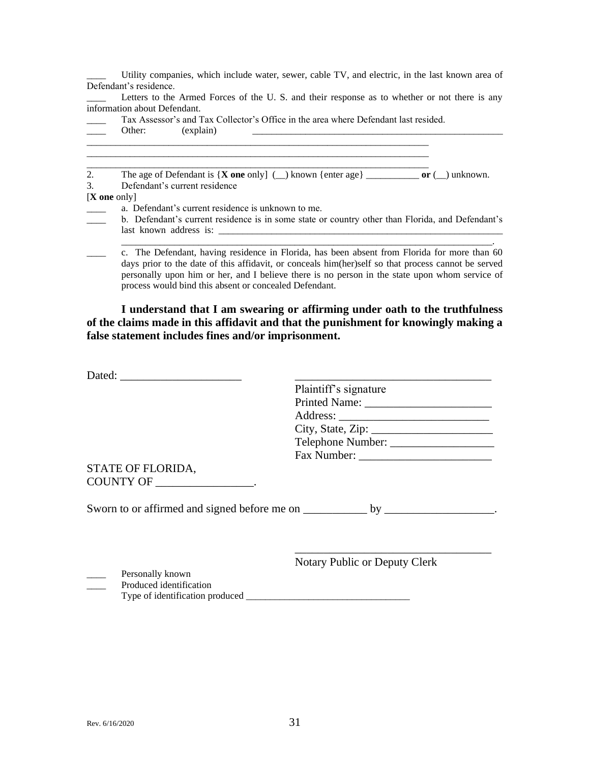____ Utility companies, which include water, sewer, cable TV, and electric, in the last known area of Defendant's residence.

____ Letters to the Armed Forces of the U. S. and their response as to whether or not there is any information about Defendant.

____ Tax Assessor's and Tax Collector's Office in the area where Defendant last resided.

____ Other: (explain) ______________________________________________________
______________________________________________________________________________
______________________________________________________________________________
______________________________________________________________________________

2. The age of Defendant is {**X one** only] (__) known {enter age} ___________ **or** (__) unknown.

3. Defendant's current residence

[**X one** only]

____ a. Defendant's current residence is unknown to me.

____ b. Defendant's current residence is in some state or country other than Florida, and Defendant's last known address is: ______________________________________________________________
______________________________________________________________________________.

____ c. The Defendant, having residence in Florida, has been absent from Florida for more than 60 days prior to the date of this affidavit, or conceals him(her)self so that process cannot be served personally upon him or her, and I believe there is no person in the state upon whom service of process would bind this absent or concealed Defendant.

**I understand that I am swearing or affirming under oath to the truthfulness of the claims made in this affidavit and that the punishment for knowingly making a false statement includes fines and/or imprisonment.**

Dated: _____________________

___________________________________
Plaintiff's signature
Printed Name: ______________________
Address: __________________________
City, State, Zip: _____________________
Telephone Number: __________________
Fax Number: _______________________

STATE OF FLORIDA,
COUNTY OF _________________.

Sworn to or affirmed and signed before me on ___________ by ___________________.

___________________________________
Notary Public or Deputy Clerk

____ Personally known
____ Produced identification
Type of identification produced _________________________________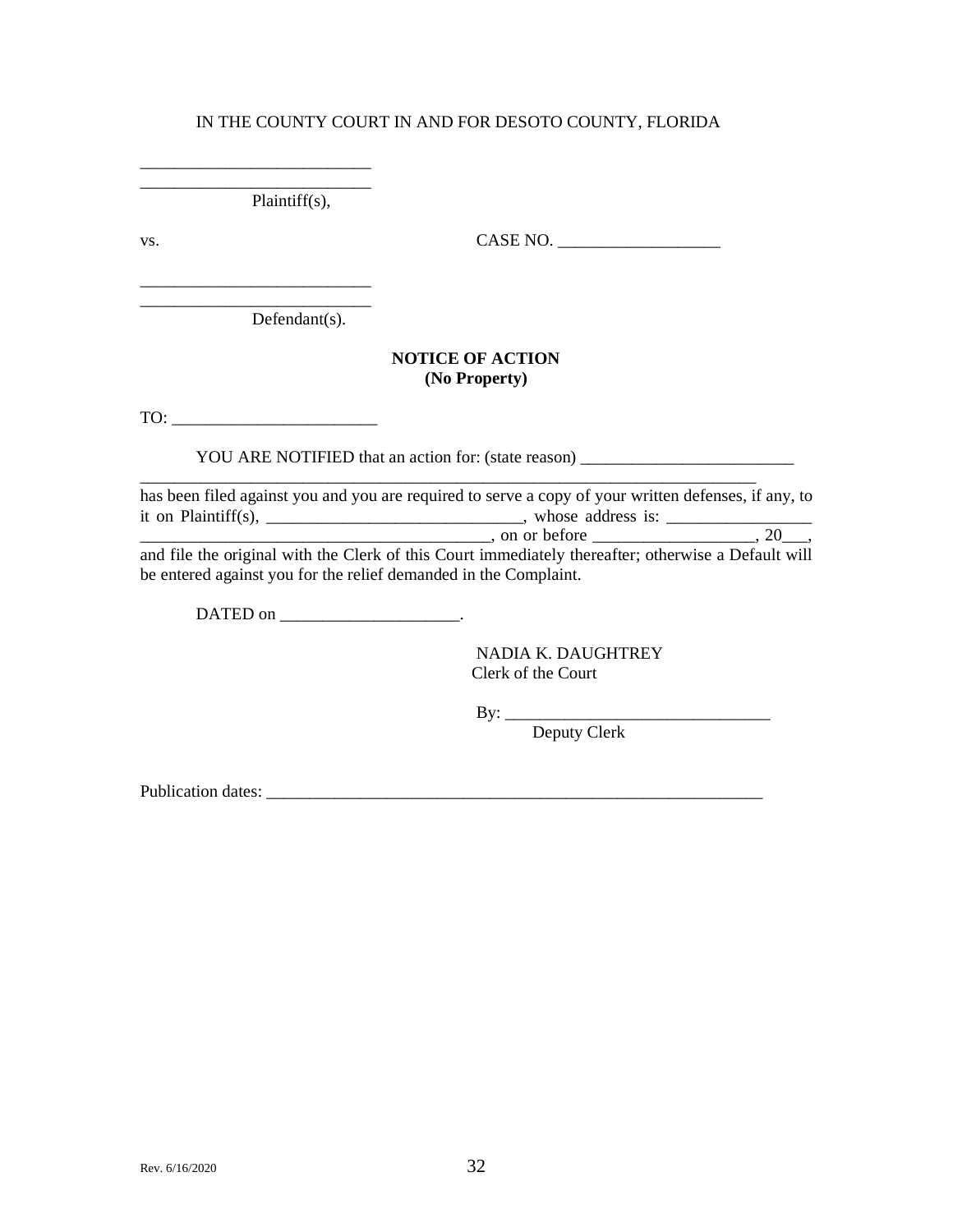IN THE COUNTY COURT IN AND FOR DESOTO COUNTY, FLORIDA

___________________________
___________________________
Plaintiff(s),

vs. CASE NO. ___________________

___________________________
___________________________
Defendant(s).

**NOTICE OF ACTION**
**(No Property)**

TO: ________________________

YOU ARE NOTIFIED that an action for: (state reason) _________________________
__________________________________________________________________________
has been filed against you and you are required to serve a copy of your written defenses, if any, to it on Plaintiff(s), ______________________________, whose address is: _________________ __________________________________________, on or before ___________________, 20___, and file the original with the Clerk of this Court immediately thereafter; otherwise a Default will be entered against you for the relief demanded in the Complaint.

DATED on _____________________.

NADIA K. DAUGHTREY
Clerk of the Court

By: _______________________________
Deputy Clerk

Publication dates: _____________________________________________________________

Rev. 6/16/2020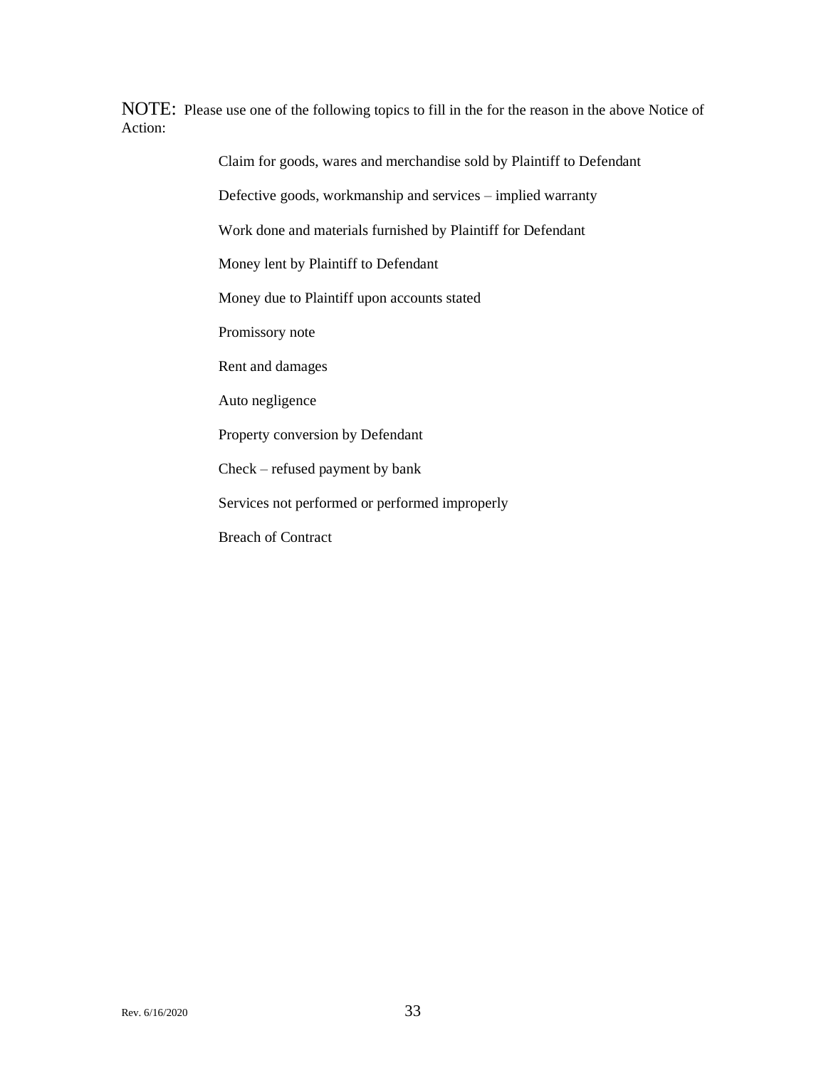NOTE: Please use one of the following topics to fill in the for the reason in the above Notice of Action:

Claim for goods, wares and merchandise sold by Plaintiff to Defendant

Defective goods, workmanship and services – implied warranty

Work done and materials furnished by Plaintiff for Defendant

Money lent by Plaintiff to Defendant

Money due to Plaintiff upon accounts stated

Promissory note

Rent and damages

Auto negligence

Property conversion by Defendant

Check – refused payment by bank

Services not performed or performed improperly

Breach of Contract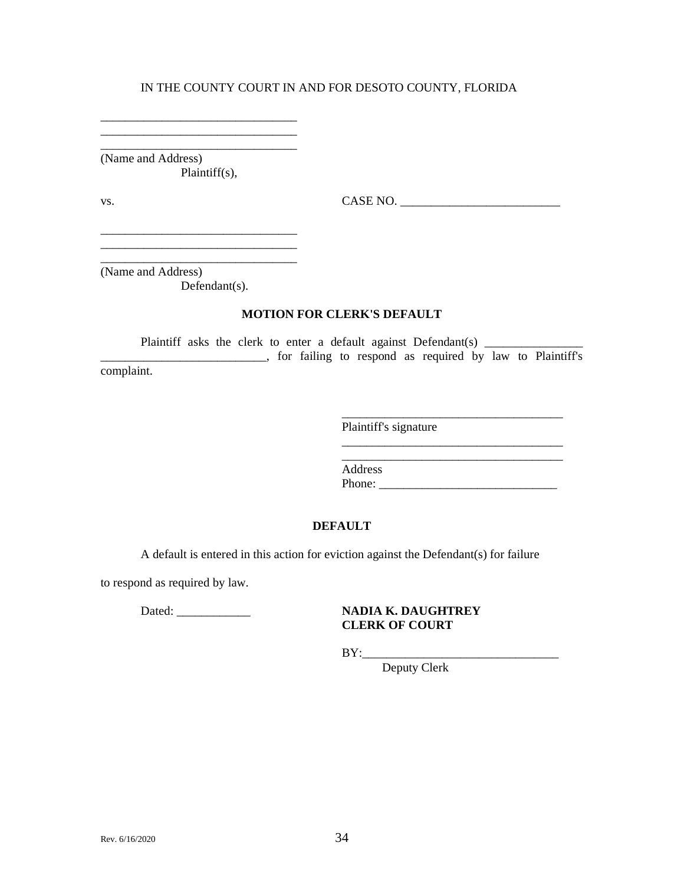IN THE COUNTY COURT IN AND FOR DESOTO COUNTY, FLORIDA

________________________________
________________________________
________________________________
(Name and Address)
Plaintiff(s),

vs. CASE NO. __________________________

________________________________
________________________________
________________________________
(Name and Address)
Defendant(s).

**MOTION FOR CLERK'S DEFAULT**

Plaintiff asks the clerk to enter a default against Defendant(s) ________________ __________________________, for failing to respond as required by law to Plaintiff's complaint.

____________________________________
Plaintiff's signature
____________________________________
____________________________________
Address
Phone: _____________________________

**DEFAULT**

A default is entered in this action for eviction against the Defendant(s) for failure to respond as required by law.

Dated: ____________

**NADIA K. DAUGHTREY**
**CLERK OF COURT**

BY:_________________________________
Deputy Clerk

Rev. 6/16/2020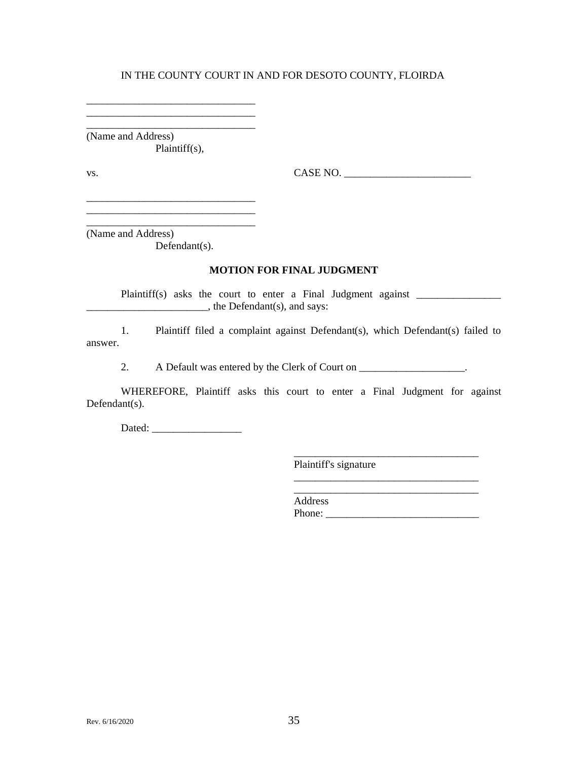IN THE COUNTY COURT IN AND FOR DESOTO COUNTY, FLOIRDA

________________________________
________________________________
________________________________
(Name and Address)
Plaintiff(s),

vs. CASE NO. ________________________

________________________________
________________________________
________________________________
(Name and Address)
Defendant(s).

**MOTION FOR FINAL JUDGMENT**

Plaintiff(s) asks the court to enter a Final Judgment against ________________ _______________________, the Defendant(s), and says:

1. Plaintiff filed a complaint against Defendant(s), which Defendant(s) failed to answer.

2. A Default was entered by the Clerk of Court on ____________________.

WHEREFORE, Plaintiff asks this court to enter a Final Judgment for against Defendant(s).

Dated: _________________

___________________________________
Plaintiff's signature
___________________________________
___________________________________
Address
Phone: ____________________________

Rev. 6/16/2020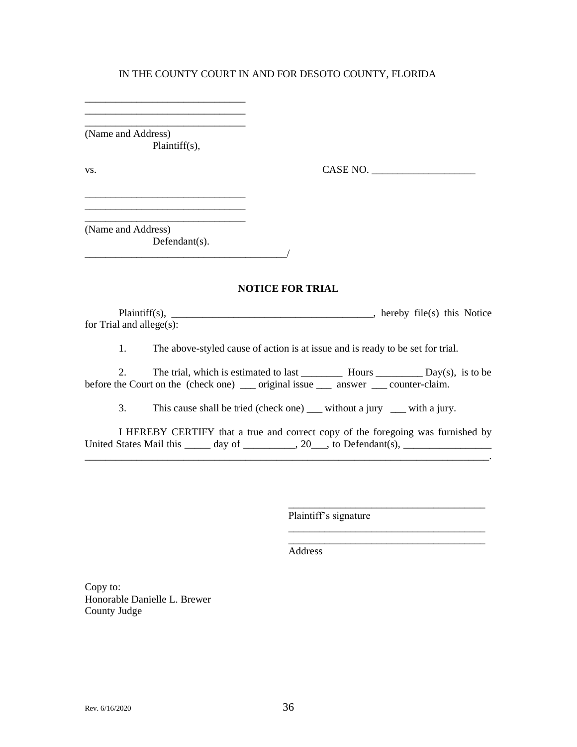IN THE COUNTY COURT IN AND FOR DESOTO COUNTY, FLORIDA

______________________________
______________________________
______________________________
(Name and Address)
Plaintiff(s),

vs. CASE NO. ___________________

______________________________
______________________________
______________________________
(Name and Address)
Defendant(s).
______________________________________/

**NOTICE FOR TRIAL**

Plaintiff(s), ______________________________________, hereby file(s) this Notice for Trial and allege(s):

1. The above-styled cause of action is at issue and is ready to be set for trial.

2. The trial, which is estimated to last ________ Hours _________ Day(s), is to be before the Court on the (check one) ___ original issue ___ answer ___ counter-claim.

3. This cause shall be tried (check one) ___ without a jury ___ with a jury.

I HEREBY CERTIFY that a true and correct copy of the foregoing was furnished by United States Mail this _____ day of __________, 20___, to Defendant(s), ________________ ________________________________________________________________________________.

_____________________________________
Plaintiff's signature
_____________________________________
_____________________________________
Address

Copy to:
Honorable Danielle L. Brewer
County Judge

Rev. 6/16/2020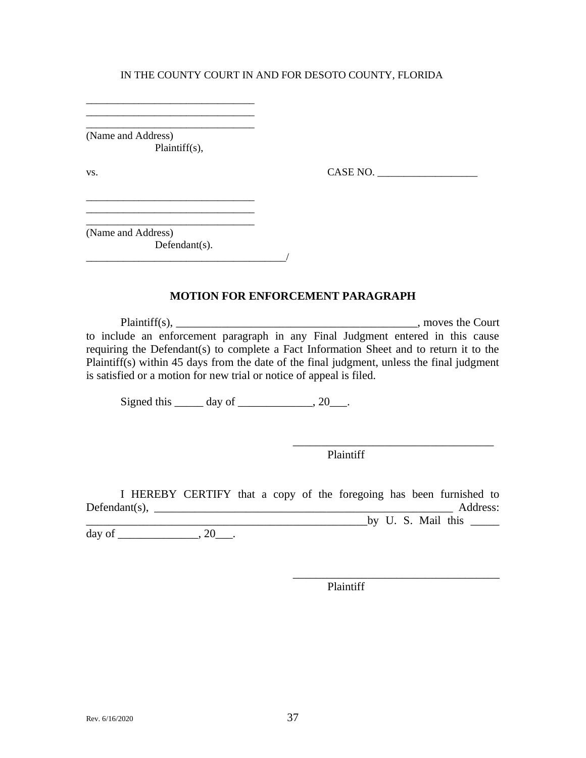IN THE COUNTY COURT IN AND FOR DESOTO COUNTY, FLORIDA

_______________________________
_______________________________
_______________________________
(Name and Address)
Plaintiff(s),

vs. CASE NO. ___________________

_______________________________
_______________________________
_______________________________
(Name and Address)
Defendant(s).
_____________________________________/

**MOTION FOR ENFORCEMENT PARAGRAPH**

Plaintiff(s), ___________________________________________, moves the Court to include an enforcement paragraph in any Final Judgment entered in this cause requiring the Defendant(s) to complete a Fact Information Sheet and to return it to the Plaintiff(s) within 45 days from the date of the final judgment, unless the final judgment is satisfied or a motion for new trial or notice of appeal is filed.

Signed this _____ day of _____________, 20___.

___________________________________
Plaintiff

I HEREBY CERTIFY that a copy of the foregoing has been furnished to Defendant(s), ______________________________________________________ Address: ___________________________________________________by U. S. Mail this _____ day of ______________, 20___.

____________________________________
Plaintiff

Rev. 6/16/2020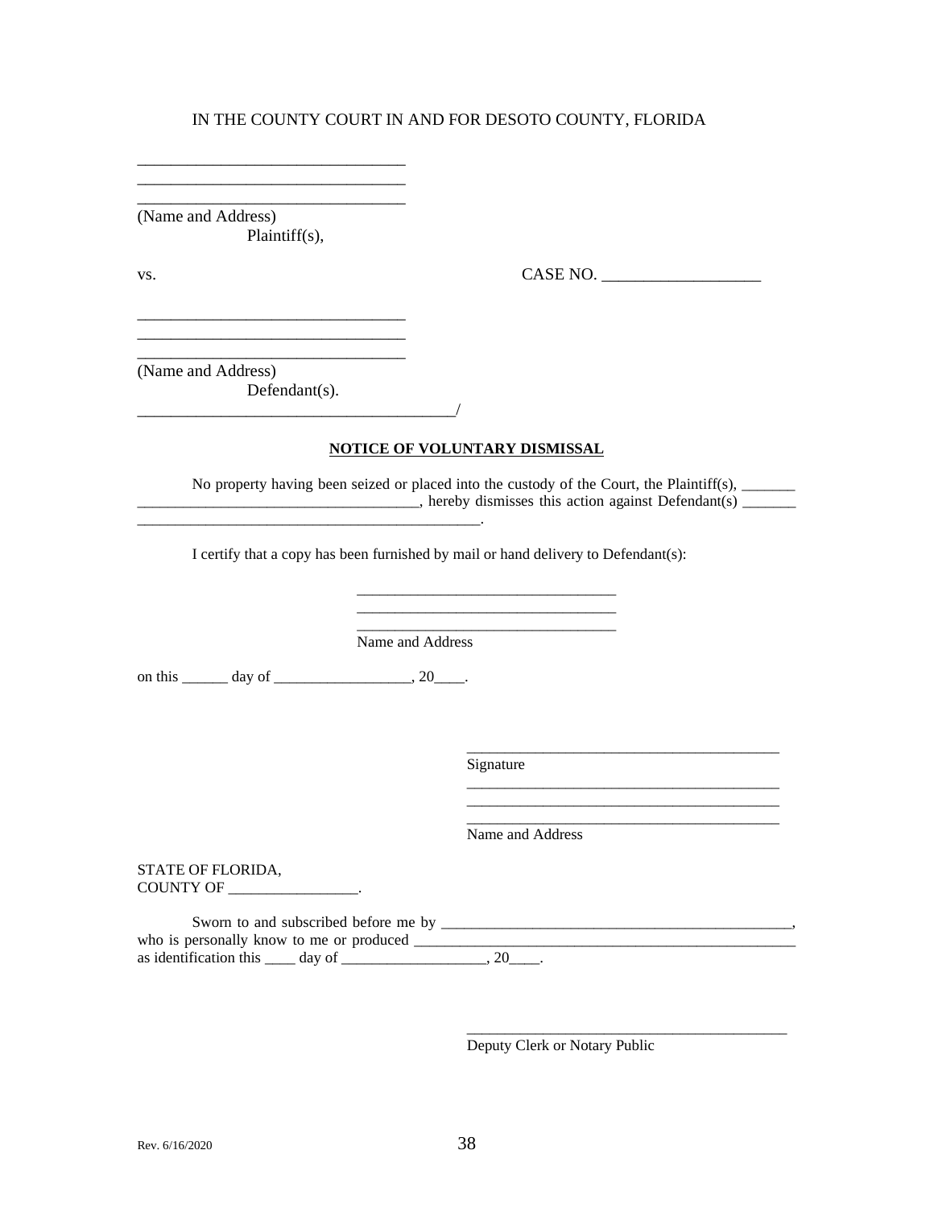IN THE COUNTY COURT IN AND FOR DESOTO COUNTY, FLORIDA

________________________________
________________________________
________________________________
(Name and Address)
Plaintiff(s),

vs. CASE NO. ___________________

________________________________
________________________________
________________________________
(Name and Address)
Defendant(s).
______________________________________/

**NOTICE OF VOLUNTARY DISMISSAL**

No property having been seized or placed into the custody of the Court, the Plaintiff(s), _______ ____________________________________, hereby dismisses this action against Defendant(s) _______ ____________________________________________.

I certify that a copy has been furnished by mail or hand delivery to Defendant(s):

________________________________
________________________________
________________________________
Name and Address

on this ______ day of __________________, 20____.

__________________________________________
Signature
__________________________________________
__________________________________________
__________________________________________
Name and Address

STATE OF FLORIDA,
COUNTY OF _________________.

Sworn to and subscribed before me by _______________________________________________, who is personally know to me or produced ___________________________________________________ as identification this ____ day of ___________________, 20____.

___________________________________________
Deputy Clerk or Notary Public

Rev. 6/16/2020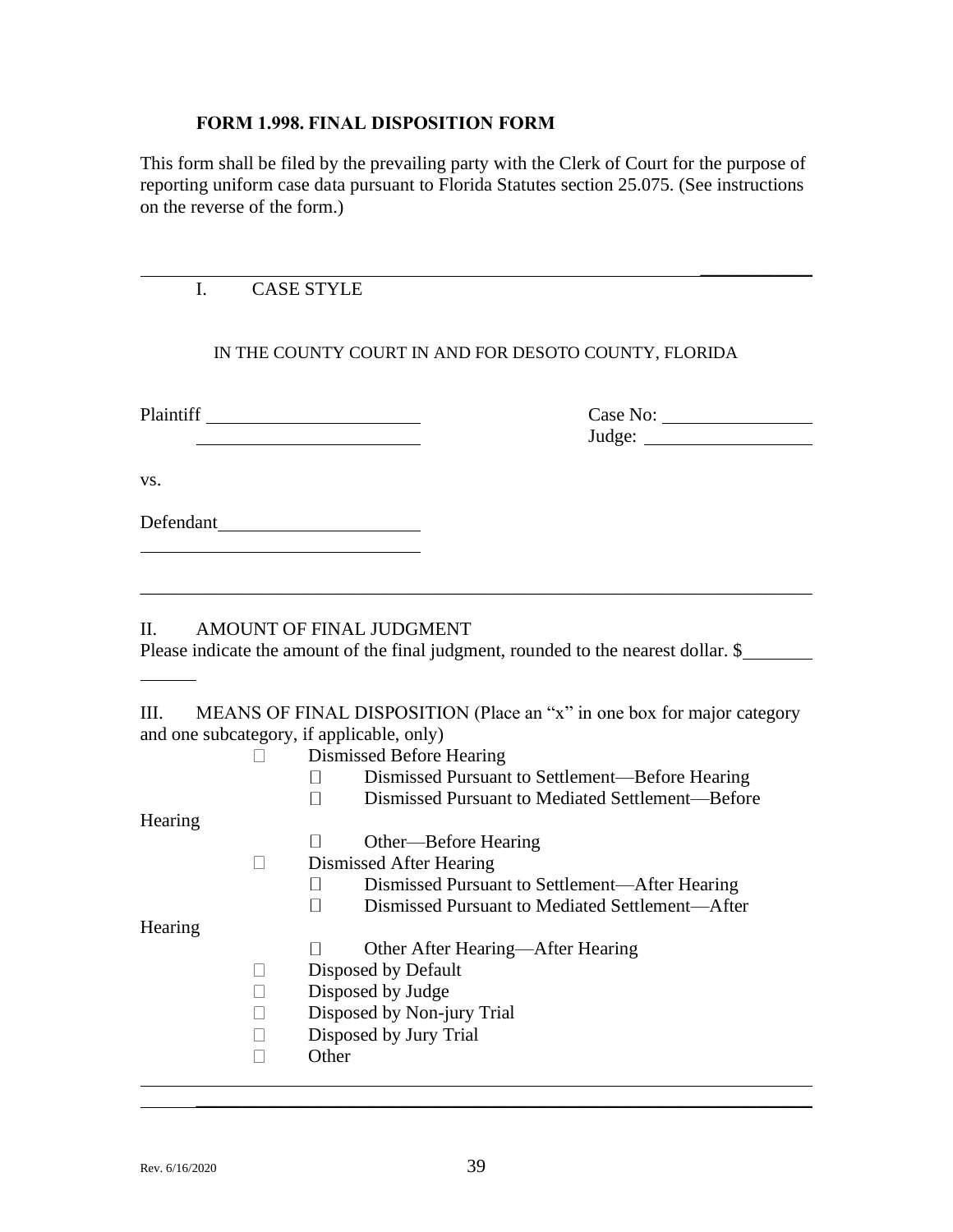**FORM 1.998. FINAL DISPOSITION FORM**

This form shall be filed by the prevailing party with the Clerk of Court for the purpose of reporting uniform case data pursuant to Florida Statutes section 25.075. (See instructions on the reverse of the form.)

---

I. CASE STYLE

IN THE COUNTY COURT IN AND FOR DESOTO COUNTY, FLORIDA

Plaintiff ______________________ Case No: ________________
______________________ Judge: __________________

vs.

Defendant______________________
______________________________

---

II. AMOUNT OF FINAL JUDGMENT

Please indicate the amount of the final judgment, rounded to the nearest dollar. $______________

III. MEANS OF FINAL DISPOSITION (Place an "x" in one box for major category and one subcategory, if applicable, only)

- ☐ Dismissed Before Hearing
  - ☐ Dismissed Pursuant to Settlement—Before Hearing
  - ☐ Dismissed Pursuant to Mediated Settlement—Before Hearing
  - ☐ Other—Before Hearing
- ☐ Dismissed After Hearing
  - ☐ Dismissed Pursuant to Settlement—After Hearing
  - ☐ Dismissed Pursuant to Mediated Settlement—After Hearing
  - ☐ Other After Hearing—After Hearing
- ☐ Disposed by Default
- ☐ Disposed by Judge
- ☐ Disposed by Non-jury Trial
- ☐ Disposed by Jury Trial
- ☐ Other

---

Rev. 6/16/2020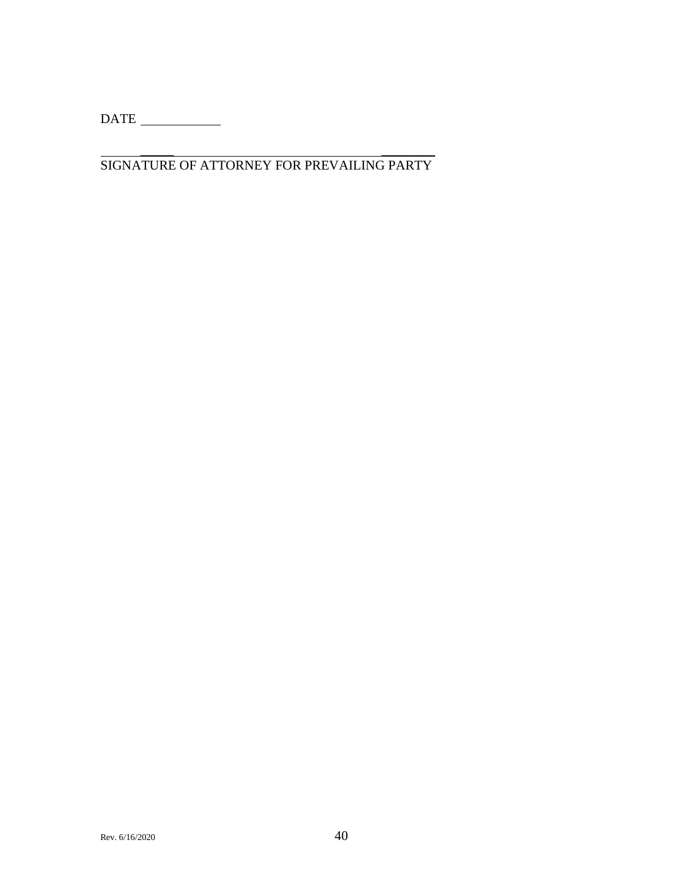DATE ____________

______________________________________________
SIGNATURE OF ATTORNEY FOR PREVAILING PARTY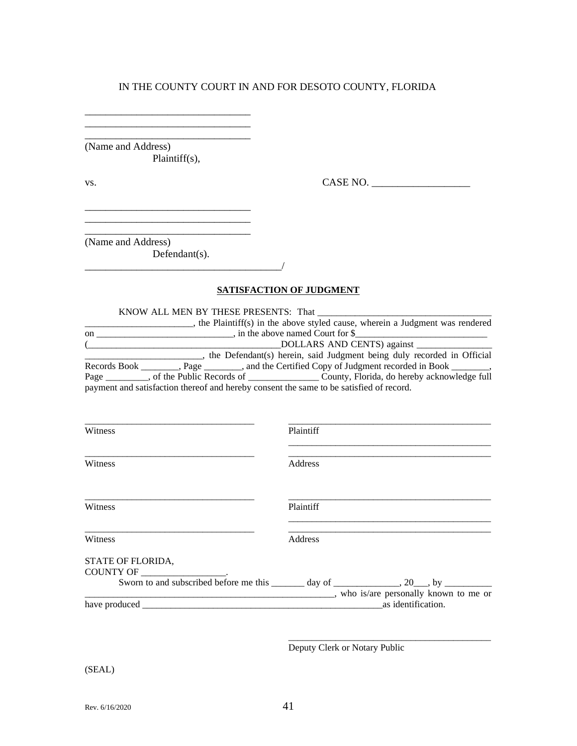IN THE COUNTY COURT IN AND FOR DESOTO COUNTY, FLORIDA

________________________________
________________________________
________________________________
(Name and Address)
Plaintiff(s),

vs. CASE NO. __________________

________________________________
________________________________
________________________________
(Name and Address)
Defendant(s).
______________________________________/

**SATISFACTION OF JUDGMENT**

KNOW ALL MEN BY THESE PRESENTS: That ___________________________________ ______________________, the Plaintiff(s) in the above styled cause, wherein a Judgment was rendered on _____________________________, in the above named Court for $____________________________ (________________________________________DOLLARS AND CENTS) against ________________ _________________________, the Defendant(s) herein, said Judgment being duly recorded in Official Records Book ________, Page ________, and the Certified Copy of Judgment recorded in Book ________, Page _________, of the Public Records of _______________ County, Florida, do hereby acknowledge full payment and satisfaction thereof and hereby consent the same to be satisfied of record.

| | |
|---|---|
| ___________________________________ Witness | ___________________________________________ Plaintiff |
| | ___________________________________________ |
| ___________________________________ Witness | ___________________________________________ Address |
| ___________________________________ Witness | ___________________________________________ Plaintiff |
| | ___________________________________________ |
| ___________________________________ Witness | ___________________________________________ Address |

STATE OF FLORIDA,
COUNTY OF __________________.

Sworn to and subscribed before me this _______ day of ______________, 20___, by __________ ______________________________________________________, who is/are personally known to me or have produced _____________________________________________________as identification.

___________________________________________
Deputy Clerk or Notary Public

(SEAL)

Rev. 6/16/2020